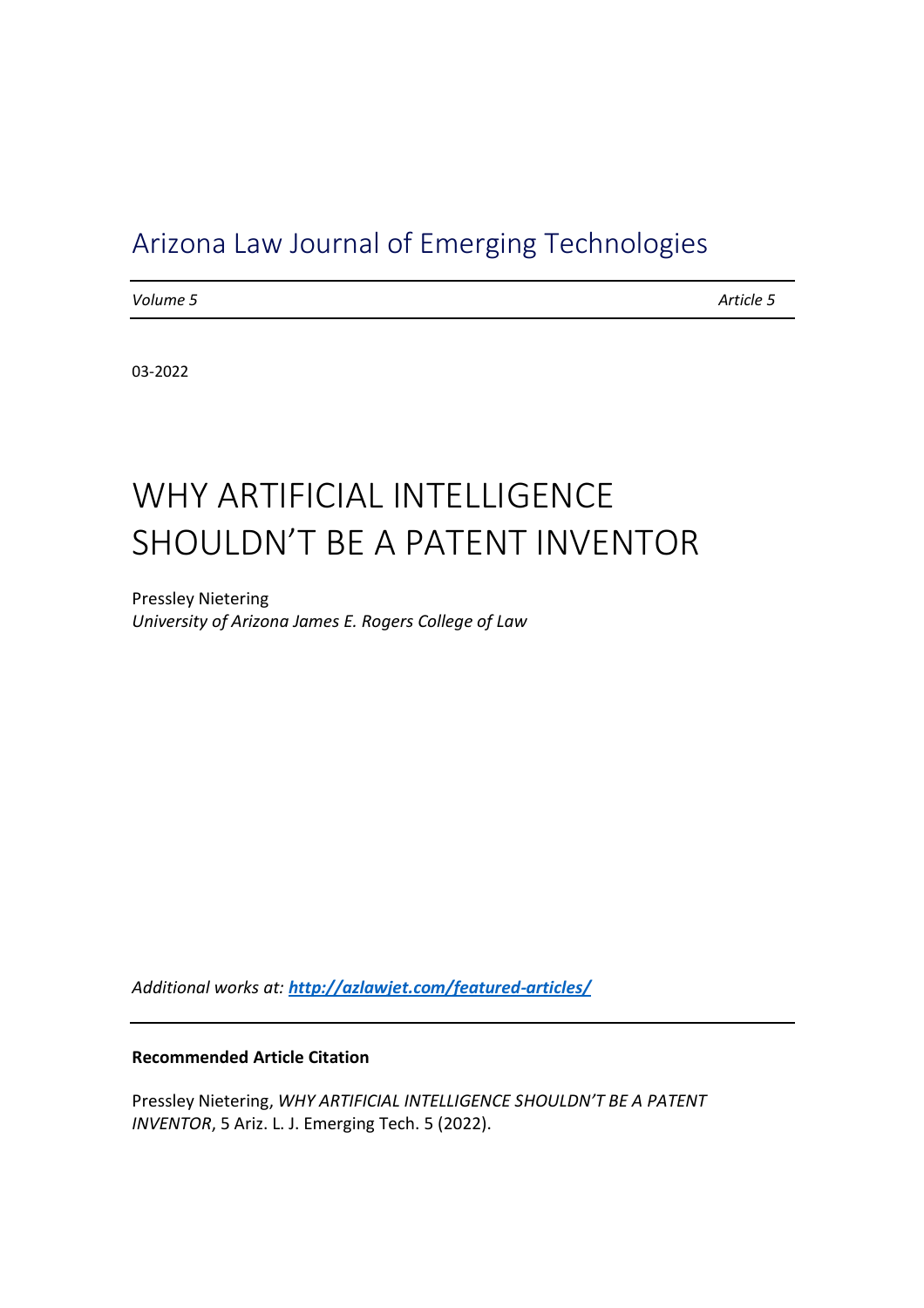Arizona Law Journal of Emerging Technologies

*Volume 5* *Article 5*

03-2022

# WHY ARTIFICIAL INTELLIGENCE SHOULDN'T BE A PATENT INVENTOR

Pressley Nietering
*University of Arizona James E. Rogers College of Law*

*Additional works at:* [***http://azlawjet.com/featured-articles/***](http://azlawjet.com/featured-articles/)

**Recommended Article Citation**

Pressley Nietering, *WHY ARTIFICIAL INTELLIGENCE SHOULDN'T BE A PATENT INVENTOR*, 5 Ariz. L. J. Emerging Tech. 5 (2022).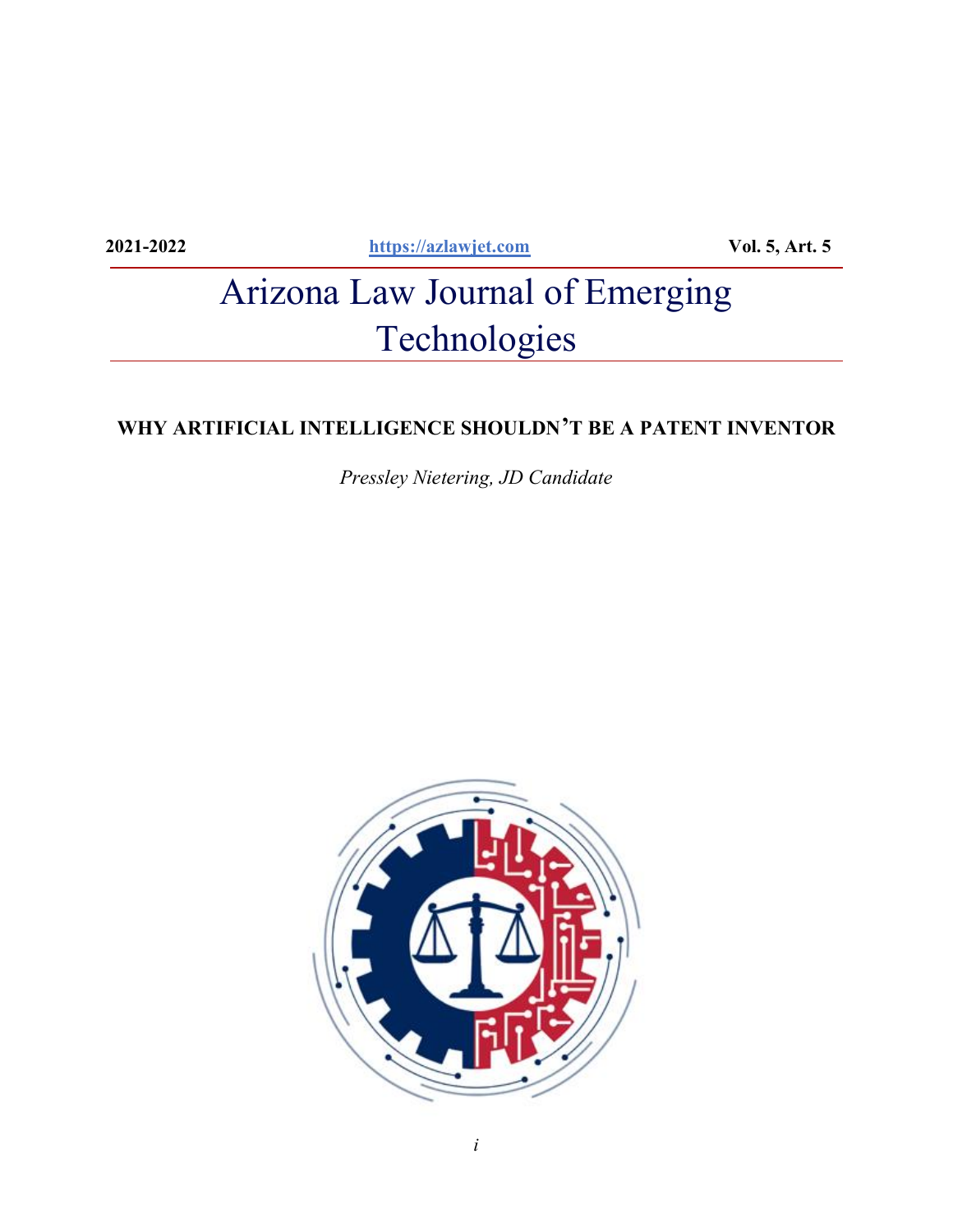2021-2022 https://azlawjet.com Vol. 5, Art. 5

# Arizona Law Journal of Emerging Technologies

## WHY ARTIFICIAL INTELLIGENCE SHOULDN'T BE A PATENT INVENTOR

*Pressley Nietering, JD Candidate*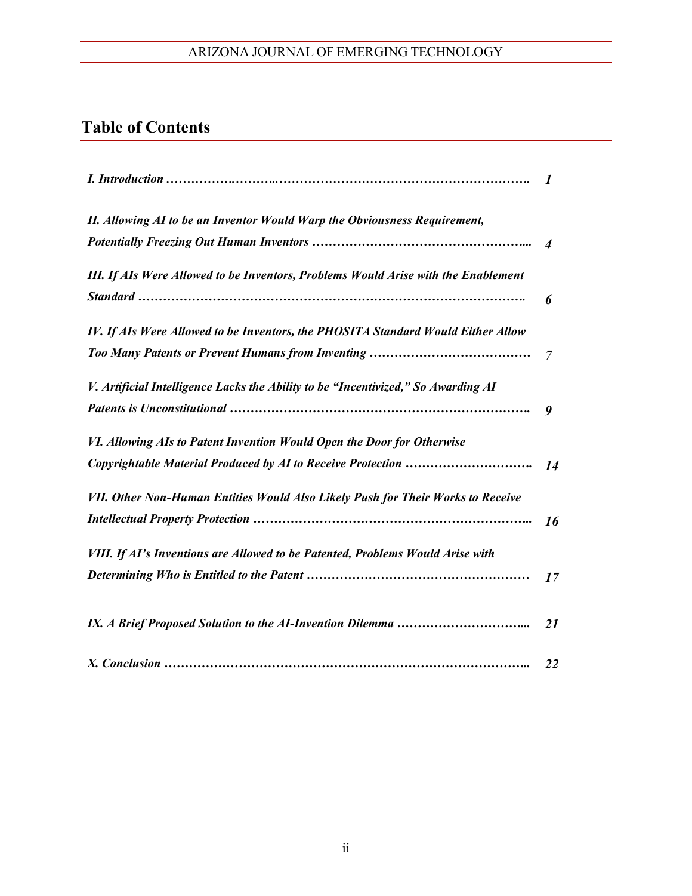## Table of Contents

| | |
|---|---|
| *I. Introduction* | *1* |
| *II. Allowing AI to be an Inventor Would Warp the Obviousness Requirement, Potentially Freezing Out Human Inventors* | *4* |
| *III. If AIs Were Allowed to be Inventors, Problems Would Arise with the Enablement Standard* | *6* |
| *IV. If AIs Were Allowed to be Inventors, the PHOSITA Standard Would Either Allow Too Many Patents or Prevent Humans from Inventing* | *7* |
| *V. Artificial Intelligence Lacks the Ability to be "Incentivized," So Awarding AI Patents is Unconstitutional* | *9* |
| *VI. Allowing AIs to Patent Invention Would Open the Door for Otherwise Copyrightable Material Produced by AI to Receive Protection* | *14* |
| *VII. Other Non-Human Entities Would Also Likely Push for Their Works to Receive Intellectual Property Protection* | *16* |
| *VIII. If AI's Inventions are Allowed to be Patented, Problems Would Arise with Determining Who is Entitled to the Patent* | *17* |
| *IX. A Brief Proposed Solution to the AI-Invention Dilemma* | *21* |
| *X. Conclusion* | *22* |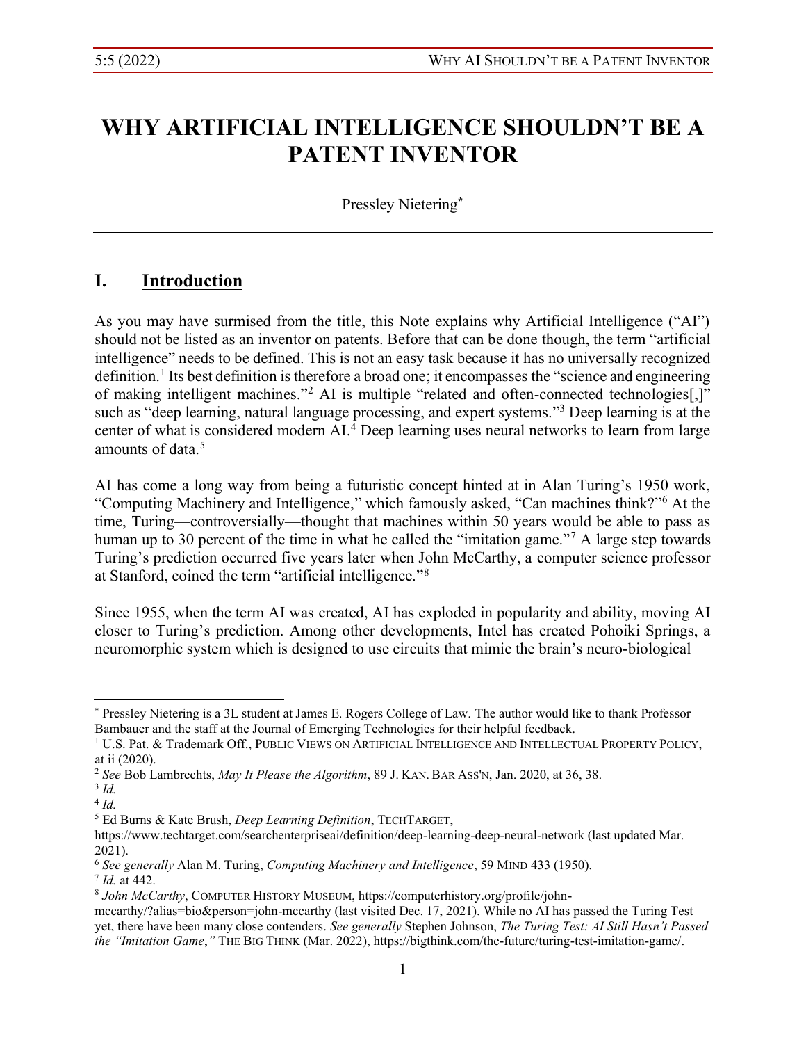# WHY ARTIFICIAL INTELLIGENCE SHOULDN'T BE A PATENT INVENTOR

Pressley Nietering*

## I. Introduction

As you may have surmised from the title, this Note explains why Artificial Intelligence ("AI") should not be listed as an inventor on patents. Before that can be done though, the term "artificial intelligence" needs to be defined. This is not an easy task because it has no universally recognized definition.[1] Its best definition is therefore a broad one; it encompasses the "science and engineering of making intelligent machines."[2] AI is multiple "related and often-connected technologies[,]" such as "deep learning, natural language processing, and expert systems."[3] Deep learning is at the center of what is considered modern AI.[4] Deep learning uses neural networks to learn from large amounts of data.[5]

AI has come a long way from being a futuristic concept hinted at in Alan Turing's 1950 work, "Computing Machinery and Intelligence," which famously asked, "Can machines think?"[6] At the time, Turing—controversially—thought that machines within 50 years would be able to pass as human up to 30 percent of the time in what he called the "imitation game."[7] A large step towards Turing's prediction occurred five years later when John McCarthy, a computer science professor at Stanford, coined the term "artificial intelligence."[8]

Since 1955, when the term AI was created, AI has exploded in popularity and ability, moving AI closer to Turing's prediction. Among other developments, Intel has created Pohoiki Springs, a neuromorphic system which is designed to use circuits that mimic the brain's neuro-biological

---

\* Pressley Nietering is a 3L student at James E. Rogers College of Law. The author would like to thank Professor Bambauer and the staff at the Journal of Emerging Technologies for their helpful feedback.

[1] U.S. Pat. & Trademark Off., PUBLIC VIEWS ON ARTIFICIAL INTELLIGENCE AND INTELLECTUAL PROPERTY POLICY, at ii (2020).

[2] *See* Bob Lambrechts, *May It Please the Algorithm*, 89 J. KAN. BAR ASS'N, Jan. 2020, at 36, 38.

[3] *Id.*

[4] *Id.*

[5] Ed Burns & Kate Brush, *Deep Learning Definition*, TECHTARGET, https://www.techtarget.com/searchenterpriseai/definition/deep-learning-deep-neural-network (last updated Mar. 2021).

[6] *See generally* Alan M. Turing, *Computing Machinery and Intelligence*, 59 MIND 433 (1950).

[7] *Id.* at 442.

[8] *John McCarthy*, COMPUTER HISTORY MUSEUM, https://computerhistory.org/profile/john-mccarthy/?alias=bio&person=john-mccarthy (last visited Dec. 17, 2021). While no AI has passed the Turing Test yet, there have been many close contenders. *See generally* Stephen Johnson, *The Turing Test: AI Still Hasn't Passed the "Imitation Game*,*"* THE BIG THINK (Mar. 2022), https://bigthink.com/the-future/turing-test-imitation-game/.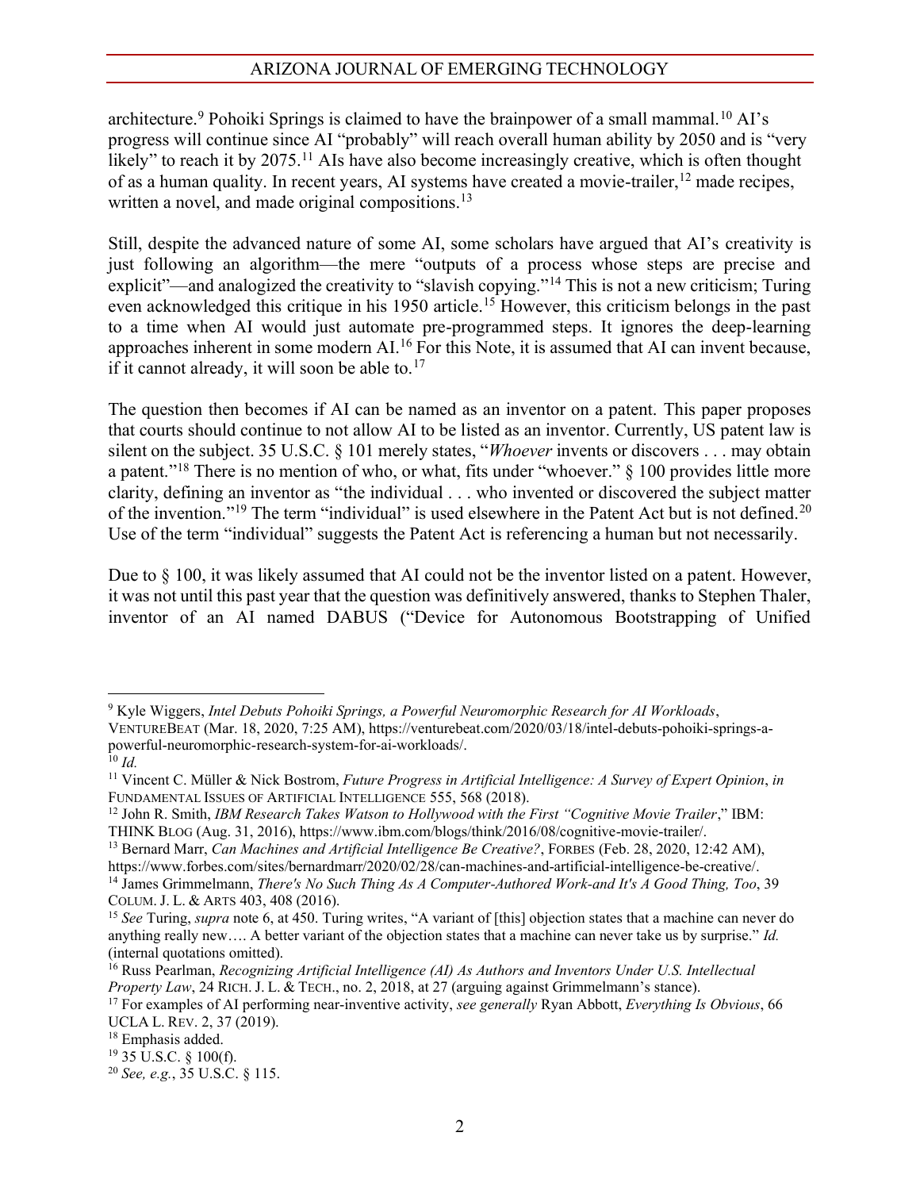architecture.[9] Pohoiki Springs is claimed to have the brainpower of a small mammal.[10] AI's progress will continue since AI "probably" will reach overall human ability by 2050 and is "very likely" to reach it by 2075.[11] AIs have also become increasingly creative, which is often thought of as a human quality. In recent years, AI systems have created a movie-trailer,[12] made recipes, written a novel, and made original compositions.[13]

Still, despite the advanced nature of some AI, some scholars have argued that AI's creativity is just following an algorithm—the mere "outputs of a process whose steps are precise and explicit"—and analogized the creativity to "slavish copying."[14] This is not a new criticism; Turing even acknowledged this critique in his 1950 article.[15] However, this criticism belongs in the past to a time when AI would just automate pre-programmed steps. It ignores the deep-learning approaches inherent in some modern AI.[16] For this Note, it is assumed that AI can invent because, if it cannot already, it will soon be able to.[17]

The question then becomes if AI can be named as an inventor on a patent. This paper proposes that courts should continue to not allow AI to be listed as an inventor. Currently, US patent law is silent on the subject. 35 U.S.C. § 101 merely states, "*Whoever* invents or discovers . . . may obtain a patent."[18] There is no mention of who, or what, fits under "whoever." § 100 provides little more clarity, defining an inventor as "the individual . . . who invented or discovered the subject matter of the invention."[19] The term "individual" is used elsewhere in the Patent Act but is not defined.[20] Use of the term "individual" suggests the Patent Act is referencing a human but not necessarily.

Due to § 100, it was likely assumed that AI could not be the inventor listed on a patent. However, it was not until this past year that the question was definitively answered, thanks to Stephen Thaler, inventor of an AI named DABUS ("Device for Autonomous Bootstrapping of Unified

---

[9] Kyle Wiggers, *Intel Debuts Pohoiki Springs, a Powerful Neuromorphic Research for AI Workloads*, VENTUREBEAT (Mar. 18, 2020, 7:25 AM), https://venturebeat.com/2020/03/18/intel-debuts-pohoiki-springs-a-powerful-neuromorphic-research-system-for-ai-workloads/.

[10] *Id.*

[11] Vincent C. Müller & Nick Bostrom, *Future Progress in Artificial Intelligence: A Survey of Expert Opinion*, *in* FUNDAMENTAL ISSUES OF ARTIFICIAL INTELLIGENCE 555, 568 (2018).

[12] John R. Smith, *IBM Research Takes Watson to Hollywood with the First "Cognitive Movie Trailer*," IBM: THINK BLOG (Aug. 31, 2016), https://www.ibm.com/blogs/think/2016/08/cognitive-movie-trailer/.

[13] Bernard Marr, *Can Machines and Artificial Intelligence Be Creative?*, FORBES (Feb. 28, 2020, 12:42 AM), https://www.forbes.com/sites/bernardmarr/2020/02/28/can-machines-and-artificial-intelligence-be-creative/.

[14] James Grimmelmann, *There's No Such Thing As A Computer-Authored Work-and It's A Good Thing, Too*, 39 COLUM. J. L. & ARTS 403, 408 (2016).

[15] *See* Turing, *supra* note 6, at 450. Turing writes, "A variant of [this] objection states that a machine can never do anything really new…. A better variant of the objection states that a machine can never take us by surprise." *Id.* (internal quotations omitted).

[16] Russ Pearlman, *Recognizing Artificial Intelligence (AI) As Authors and Inventors Under U.S. Intellectual Property Law*, 24 RICH. J. L. & TECH., no. 2, 2018, at 27 (arguing against Grimmelmann's stance).

[17] For examples of AI performing near-inventive activity, *see generally* Ryan Abbott, *Everything Is Obvious*, 66 UCLA L. REV. 2, 37 (2019).

[18] Emphasis added.

[19] 35 U.S.C. § 100(f).

[20] *See, e.g.*, 35 U.S.C. § 115.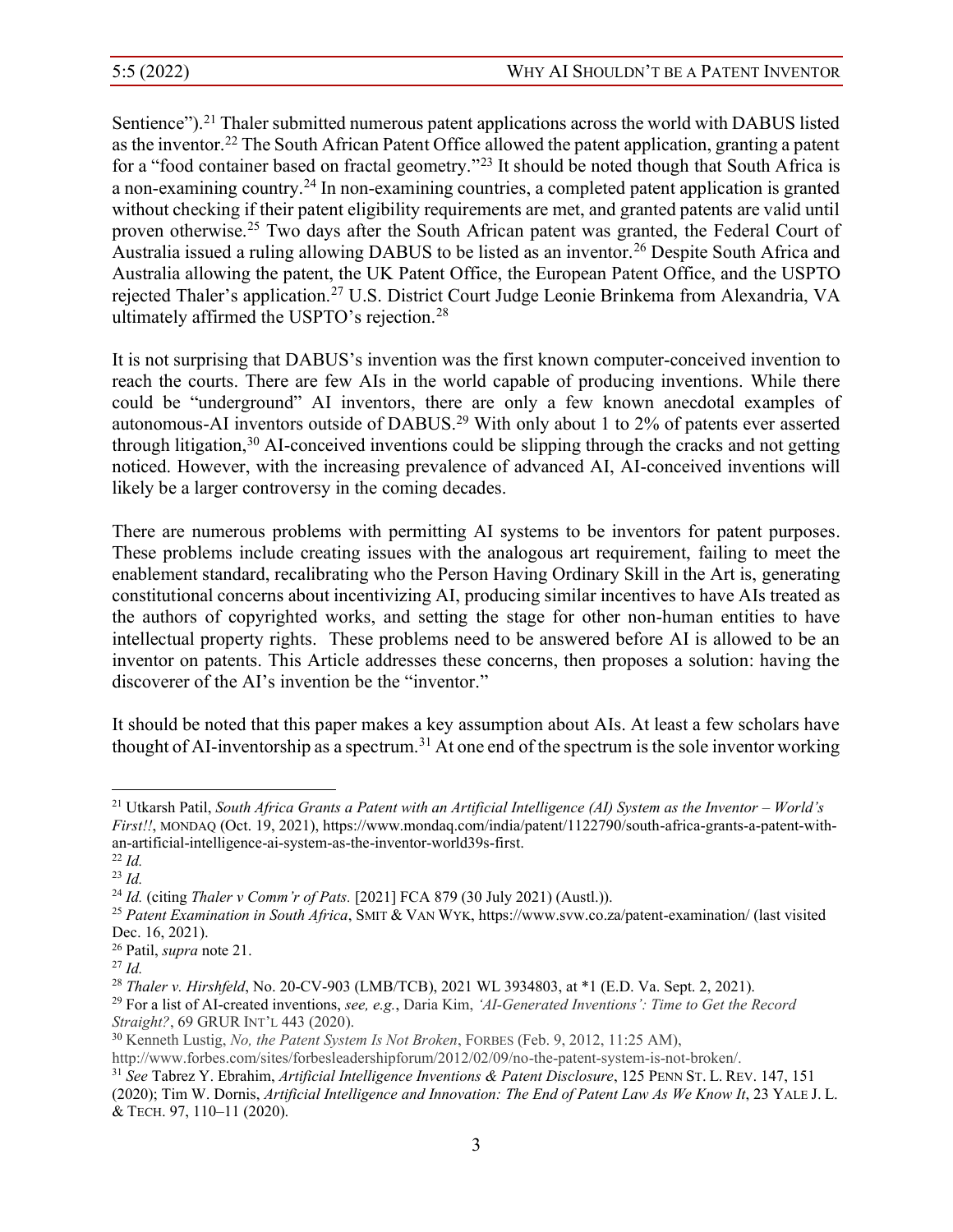Sentience").[21] Thaler submitted numerous patent applications across the world with DABUS listed as the inventor.[22] The South African Patent Office allowed the patent application, granting a patent for a "food container based on fractal geometry."[23] It should be noted though that South Africa is a non-examining country.[24] In non-examining countries, a completed patent application is granted without checking if their patent eligibility requirements are met, and granted patents are valid until proven otherwise.[25] Two days after the South African patent was granted, the Federal Court of Australia issued a ruling allowing DABUS to be listed as an inventor.[26] Despite South Africa and Australia allowing the patent, the UK Patent Office, the European Patent Office, and the USPTO rejected Thaler's application.[27] U.S. District Court Judge Leonie Brinkema from Alexandria, VA ultimately affirmed the USPTO's rejection.[28]

It is not surprising that DABUS's invention was the first known computer-conceived invention to reach the courts. There are few AIs in the world capable of producing inventions. While there could be "underground" AI inventors, there are only a few known anecdotal examples of autonomous-AI inventors outside of DABUS.[29] With only about 1 to 2% of patents ever asserted through litigation,[30] AI-conceived inventions could be slipping through the cracks and not getting noticed. However, with the increasing prevalence of advanced AI, AI-conceived inventions will likely be a larger controversy in the coming decades.

There are numerous problems with permitting AI systems to be inventors for patent purposes. These problems include creating issues with the analogous art requirement, failing to meet the enablement standard, recalibrating who the Person Having Ordinary Skill in the Art is, generating constitutional concerns about incentivizing AI, producing similar incentives to have AIs treated as the authors of copyrighted works, and setting the stage for other non-human entities to have intellectual property rights. These problems need to be answered before AI is allowed to be an inventor on patents. This Article addresses these concerns, then proposes a solution: having the discoverer of the AI's invention be the "inventor."

It should be noted that this paper makes a key assumption about AIs. At least a few scholars have thought of AI-inventorship as a spectrum.[31] At one end of the spectrum is the sole inventor working

---

[21] Utkarsh Patil, *South Africa Grants a Patent with an Artificial Intelligence (AI) System as the Inventor – World's First!!*, MONDAQ (Oct. 19, 2021), https://www.mondaq.com/india/patent/1122790/south-africa-grants-a-patent-with-an-artificial-intelligence-ai-system-as-the-inventor-world39s-first.

[22] *Id.*

[23] *Id.*

[24] *Id.* (citing *Thaler v Comm'r of Pats.* [2021] FCA 879 (30 July 2021) (Austl.)).

[25] *Patent Examination in South Africa*, SMIT & VAN WYK, https://www.svw.co.za/patent-examination/ (last visited Dec. 16, 2021).

[26] Patil, *supra* note 21.

[27] *Id.*

[28] *Thaler v. Hirshfeld*, No. 20-CV-903 (LMB/TCB), 2021 WL 3934803, at *1 (E.D. Va. Sept. 2, 2021).

[29] For a list of AI-created inventions, *see, e.g.*, Daria Kim, *'AI-Generated Inventions': Time to Get the Record Straight?*, 69 GRUR INT'L 443 (2020).

[30] Kenneth Lustig, *No, the Patent System Is Not Broken*, FORBES (Feb. 9, 2012, 11:25 AM), http://www.forbes.com/sites/forbesleadershipforum/2012/02/09/no-the-patent-system-is-not-broken/.

[31] *See* Tabrez Y. Ebrahim, *Artificial Intelligence Inventions & Patent Disclosure*, 125 PENN ST. L. REV. 147, 151 (2020); Tim W. Dornis, *Artificial Intelligence and Innovation: The End of Patent Law As We Know It*, 23 YALE J. L. & TECH. 97, 110–11 (2020).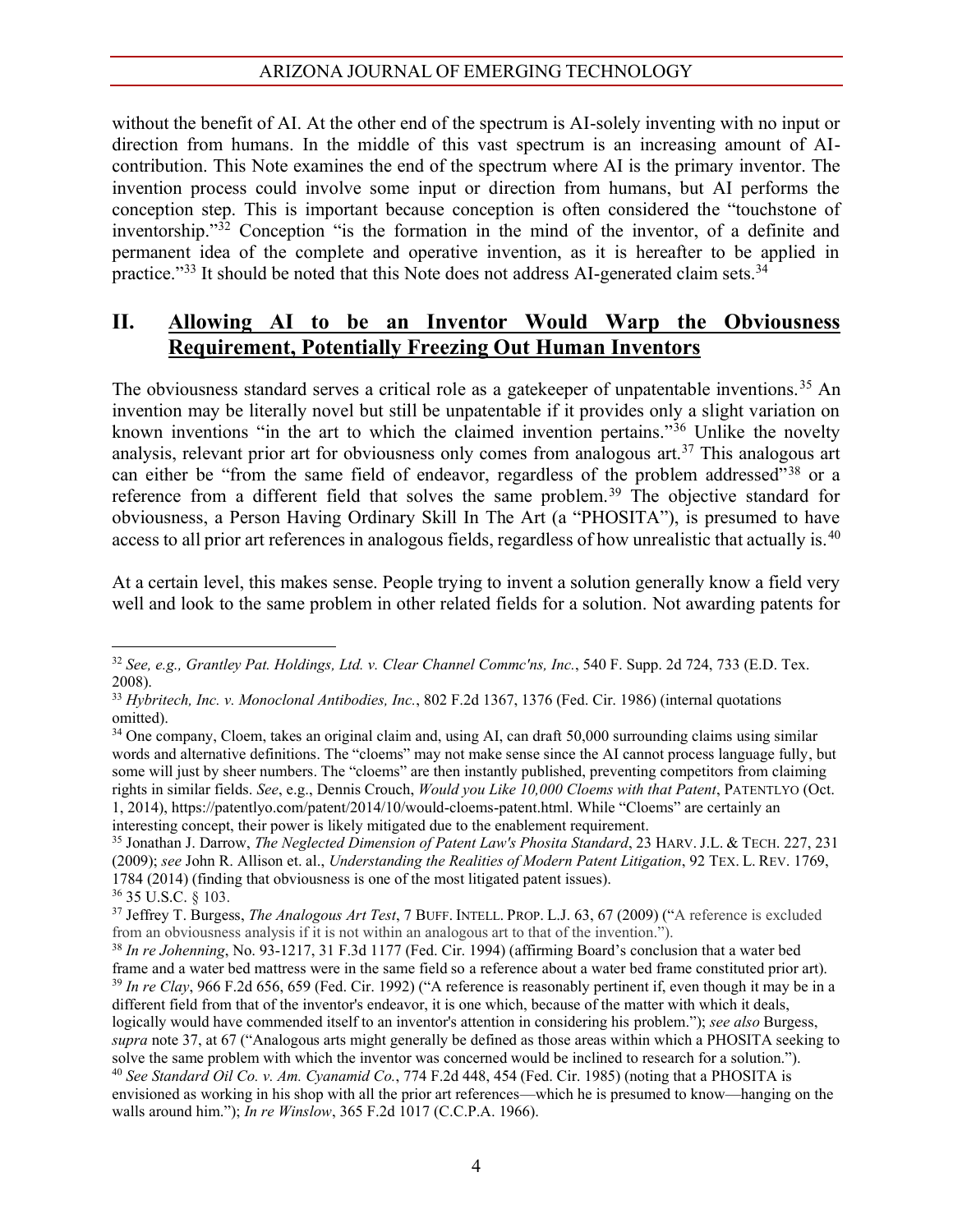without the benefit of AI. At the other end of the spectrum is AI-solely inventing with no input or direction from humans. In the middle of this vast spectrum is an increasing amount of AI-contribution. This Note examines the end of the spectrum where AI is the primary inventor. The invention process could involve some input or direction from humans, but AI performs the conception step. This is important because conception is often considered the "touchstone of inventorship."[32] Conception "is the formation in the mind of the inventor, of a definite and permanent idea of the complete and operative invention, as it is hereafter to be applied in practice."[33] It should be noted that this Note does not address AI-generated claim sets.[34]

## II. Allowing AI to be an Inventor Would Warp the Obviousness Requirement, Potentially Freezing Out Human Inventors

The obviousness standard serves a critical role as a gatekeeper of unpatentable inventions.[35] An invention may be literally novel but still be unpatentable if it provides only a slight variation on known inventions "in the art to which the claimed invention pertains."[36] Unlike the novelty analysis, relevant prior art for obviousness only comes from analogous art.[37] This analogous art can either be "from the same field of endeavor, regardless of the problem addressed"[38] or a reference from a different field that solves the same problem.[39] The objective standard for obviousness, a Person Having Ordinary Skill In The Art (a "PHOSITA"), is presumed to have access to all prior art references in analogous fields, regardless of how unrealistic that actually is.[40]

At a certain level, this makes sense. People trying to invent a solution generally know a field very well and look to the same problem in other related fields for a solution. Not awarding patents for

---

[32] *See, e.g., Grantley Pat. Holdings, Ltd. v. Clear Channel Commc'ns, Inc.*, 540 F. Supp. 2d 724, 733 (E.D. Tex. 2008).

[33] *Hybritech, Inc. v. Monoclonal Antibodies, Inc.*, 802 F.2d 1367, 1376 (Fed. Cir. 1986) (internal quotations omitted).

[34] One company, Cloem, takes an original claim and, using AI, can draft 50,000 surrounding claims using similar words and alternative definitions. The "cloems" may not make sense since the AI cannot process language fully, but some will just by sheer numbers. The "cloems" are then instantly published, preventing competitors from claiming rights in similar fields. *See*, e.g., Dennis Crouch, *Would you Like 10,000 Cloems with that Patent*, PATENTLYO (Oct. 1, 2014), https://patentlyo.com/patent/2014/10/would-cloems-patent.html. While "Cloems" are certainly an interesting concept, their power is likely mitigated due to the enablement requirement.

[35] Jonathan J. Darrow, *The Neglected Dimension of Patent Law's Phosita Standard*, 23 HARV. J.L. & TECH. 227, 231 (2009); *see* John R. Allison et. al., *Understanding the Realities of Modern Patent Litigation*, 92 TEX. L. REV. 1769, 1784 (2014) (finding that obviousness is one of the most litigated patent issues).

[36] 35 U.S.C. § 103.

[37] Jeffrey T. Burgess, *The Analogous Art Test*, 7 BUFF. INTELL. PROP. L.J. 63, 67 (2009) ("A reference is excluded from an obviousness analysis if it is not within an analogous art to that of the invention.").

[38] *In re Johenning*, No. 93-1217, 31 F.3d 1177 (Fed. Cir. 1994) (affirming Board's conclusion that a water bed frame and a water bed mattress were in the same field so a reference about a water bed frame constituted prior art).

[39] *In re Clay*, 966 F.2d 656, 659 (Fed. Cir. 1992) ("A reference is reasonably pertinent if, even though it may be in a different field from that of the inventor's endeavor, it is one which, because of the matter with which it deals, logically would have commended itself to an inventor's attention in considering his problem."); *see also* Burgess, *supra* note 37, at 67 ("Analogous arts might generally be defined as those areas within which a PHOSITA seeking to solve the same problem with which the inventor was concerned would be inclined to research for a solution.").

[40] *See Standard Oil Co. v. Am. Cyanamid Co.*, 774 F.2d 448, 454 (Fed. Cir. 1985) (noting that a PHOSITA is envisioned as working in his shop with all the prior art references—which he is presumed to know—hanging on the walls around him."); *In re Winslow*, 365 F.2d 1017 (C.C.P.A. 1966).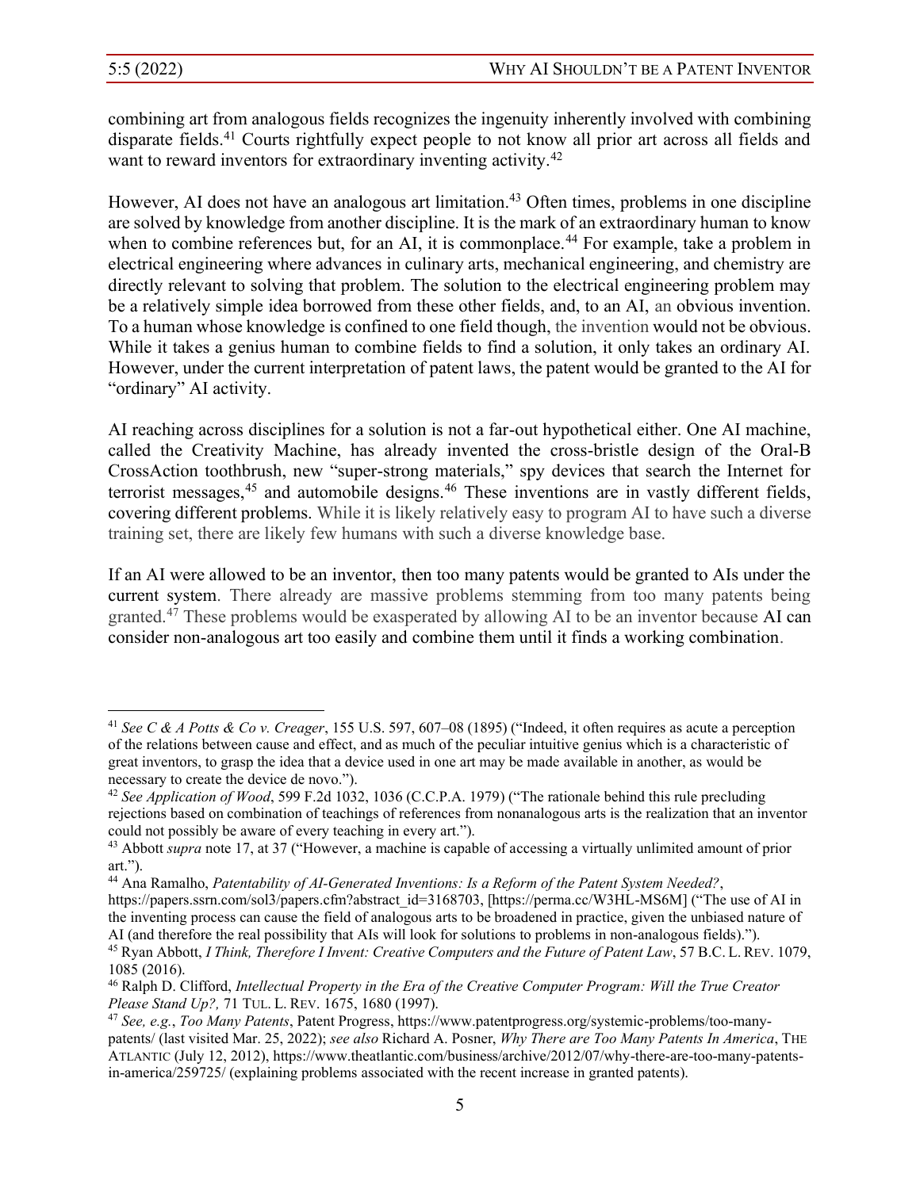combining art from analogous fields recognizes the ingenuity inherently involved with combining disparate fields.[41] Courts rightfully expect people to not know all prior art across all fields and want to reward inventors for extraordinary inventing activity.[42]

However, AI does not have an analogous art limitation.[43] Often times, problems in one discipline are solved by knowledge from another discipline. It is the mark of an extraordinary human to know when to combine references but, for an AI, it is commonplace.[44] For example, take a problem in electrical engineering where advances in culinary arts, mechanical engineering, and chemistry are directly relevant to solving that problem. The solution to the electrical engineering problem may be a relatively simple idea borrowed from these other fields, and, to an AI, an obvious invention. To a human whose knowledge is confined to one field though, the invention would not be obvious. While it takes a genius human to combine fields to find a solution, it only takes an ordinary AI. However, under the current interpretation of patent laws, the patent would be granted to the AI for "ordinary" AI activity.

AI reaching across disciplines for a solution is not a far-out hypothetical either. One AI machine, called the Creativity Machine, has already invented the cross-bristle design of the Oral-B CrossAction toothbrush, new "super-strong materials," spy devices that search the Internet for terrorist messages,[45] and automobile designs.[46] These inventions are in vastly different fields, covering different problems. While it is likely relatively easy to program AI to have such a diverse training set, there are likely few humans with such a diverse knowledge base.

If an AI were allowed to be an inventor, then too many patents would be granted to AIs under the current system. There already are massive problems stemming from too many patents being granted.[47] These problems would be exasperated by allowing AI to be an inventor because AI can consider non-analogous art too easily and combine them until it finds a working combination.

---

[41] *See C & A Potts & Co v. Creager*, 155 U.S. 597, 607–08 (1895) ("Indeed, it often requires as acute a perception of the relations between cause and effect, and as much of the peculiar intuitive genius which is a characteristic of great inventors, to grasp the idea that a device used in one art may be made available in another, as would be necessary to create the device de novo.").

[42] *See Application of Wood*, 599 F.2d 1032, 1036 (C.C.P.A. 1979) ("The rationale behind this rule precluding rejections based on combination of teachings of references from nonanalogous arts is the realization that an inventor could not possibly be aware of every teaching in every art.").

[43] Abbott *supra* note 17, at 37 ("However, a machine is capable of accessing a virtually unlimited amount of prior art.").

[44] Ana Ramalho, *Patentability of AI-Generated Inventions: Is a Reform of the Patent System Needed?*, https://papers.ssrn.com/sol3/papers.cfm?abstract_id=3168703, [https://perma.cc/W3HL-MS6M] ("The use of AI in the inventing process can cause the field of analogous arts to be broadened in practice, given the unbiased nature of AI (and therefore the real possibility that AIs will look for solutions to problems in non-analogous fields).").

[45] Ryan Abbott, *I Think, Therefore I Invent: Creative Computers and the Future of Patent Law*, 57 B.C. L. REV. 1079, 1085 (2016).

[46] Ralph D. Clifford, *Intellectual Property in the Era of the Creative Computer Program: Will the True Creator Please Stand Up?,* 71 TUL. L. REV. 1675, 1680 (1997).

[47] *See, e.g.*, *Too Many Patents*, Patent Progress, https://www.patentprogress.org/systemic-problems/too-many-patents/ (last visited Mar. 25, 2022); *see also* Richard A. Posner, *Why There are Too Many Patents In America*, THE ATLANTIC (July 12, 2012), https://www.theatlantic.com/business/archive/2012/07/why-there-are-too-many-patents-in-america/259725/ (explaining problems associated with the recent increase in granted patents).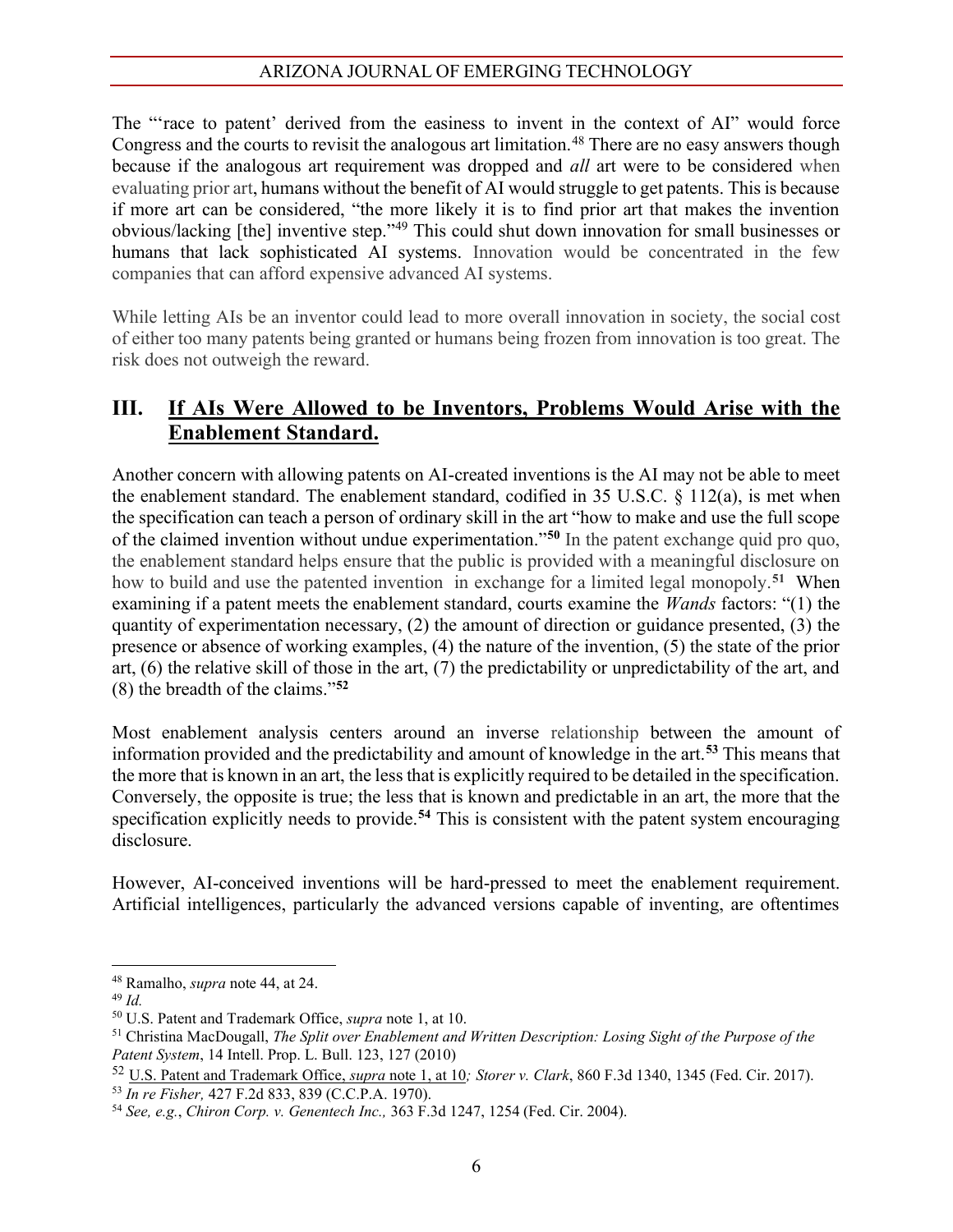The "'race to patent' derived from the easiness to invent in the context of AI" would force Congress and the courts to revisit the analogous art limitation.[48] There are no easy answers though because if the analogous art requirement was dropped and *all* art were to be considered when evaluating prior art, humans without the benefit of AI would struggle to get patents. This is because if more art can be considered, "the more likely it is to find prior art that makes the invention obvious/lacking [the] inventive step."[49] This could shut down innovation for small businesses or humans that lack sophisticated AI systems. Innovation would be concentrated in the few companies that can afford expensive advanced AI systems.

While letting AIs be an inventor could lead to more overall innovation in society, the social cost of either too many patents being granted or humans being frozen from innovation is too great. The risk does not outweigh the reward.

## III. If AIs Were Allowed to be Inventors, Problems Would Arise with the Enablement Standard.

Another concern with allowing patents on AI-created inventions is the AI may not be able to meet the enablement standard. The enablement standard, codified in 35 U.S.C. § 112(a), is met when the specification can teach a person of ordinary skill in the art "how to make and use the full scope of the claimed invention without undue experimentation."[50] In the patent exchange quid pro quo, the enablement standard helps ensure that the public is provided with a meaningful disclosure on how to build and use the patented invention in exchange for a limited legal monopoly.[51] When examining if a patent meets the enablement standard, courts examine the *Wands* factors: "(1) the quantity of experimentation necessary, (2) the amount of direction or guidance presented, (3) the presence or absence of working examples, (4) the nature of the invention, (5) the state of the prior art, (6) the relative skill of those in the art, (7) the predictability or unpredictability of the art, and (8) the breadth of the claims."[52]

Most enablement analysis centers around an inverse relationship between the amount of information provided and the predictability and amount of knowledge in the art.[53] This means that the more that is known in an art, the less that is explicitly required to be detailed in the specification. Conversely, the opposite is true; the less that is known and predictable in an art, the more that the specification explicitly needs to provide.[54] This is consistent with the patent system encouraging disclosure.

However, AI-conceived inventions will be hard-pressed to meet the enablement requirement. Artificial intelligences, particularly the advanced versions capable of inventing, are oftentimes

---

[48] Ramalho, *supra* note 44, at 24.

[49] *Id.*

[50] U.S. Patent and Trademark Office, *supra* note 1, at 10.

[51] Christina MacDougall, *The Split over Enablement and Written Description: Losing Sight of the Purpose of the Patent System*, 14 Intell. Prop. L. Bull. 123, 127 (2010)

[52] U.S. Patent and Trademark Office, *supra* note 1, at 10*; Storer v. Clark*, 860 F.3d 1340, 1345 (Fed. Cir. 2017).

[53] *In re Fisher,* 427 F.2d 833, 839 (C.C.P.A. 1970).

[54] *See, e.g.*, *Chiron Corp. v. Genentech Inc.,* 363 F.3d 1247, 1254 (Fed. Cir. 2004).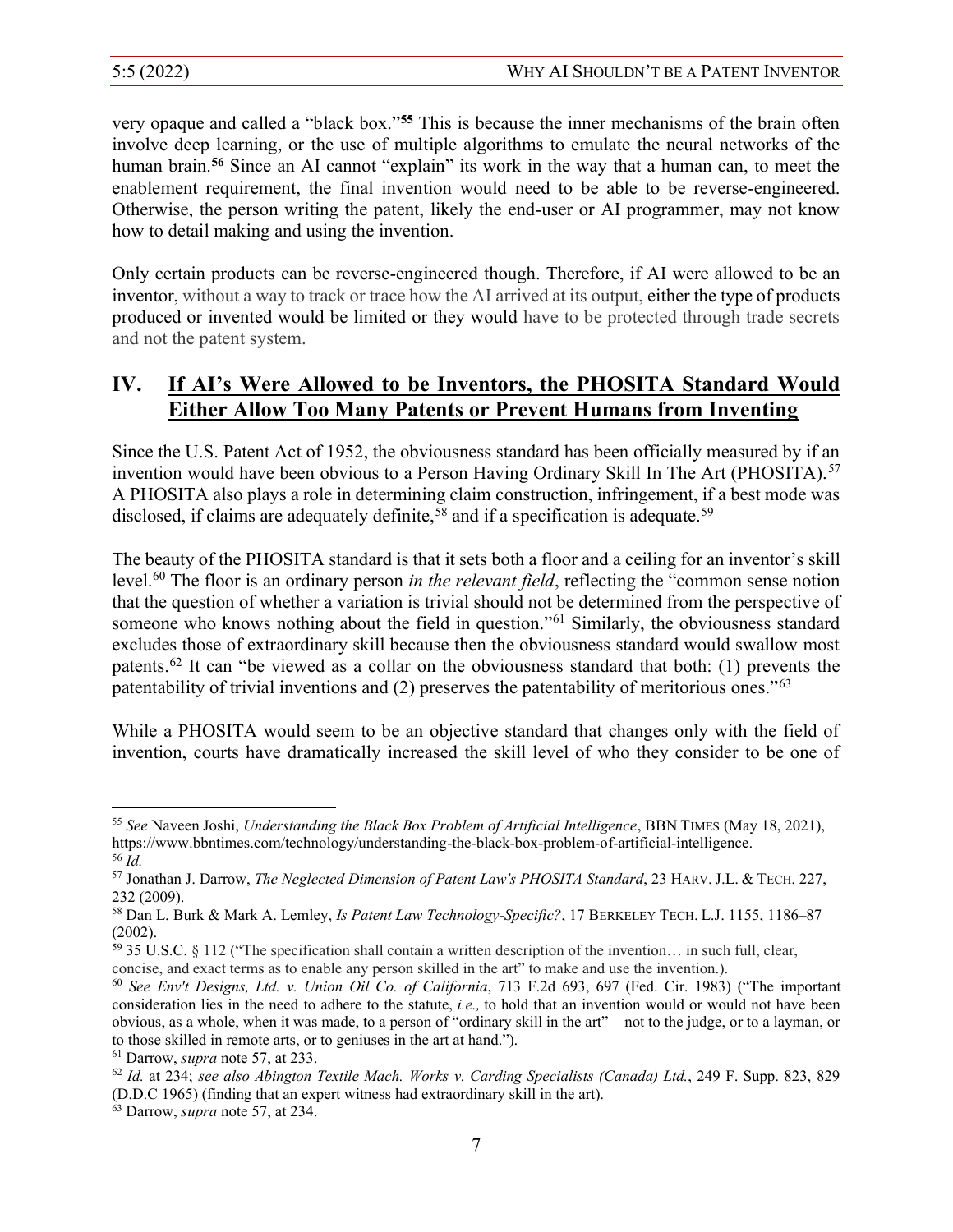very opaque and called a "black box."[55] This is because the inner mechanisms of the brain often involve deep learning, or the use of multiple algorithms to emulate the neural networks of the human brain.[56] Since an AI cannot "explain" its work in the way that a human can, to meet the enablement requirement, the final invention would need to be able to be reverse-engineered. Otherwise, the person writing the patent, likely the end-user or AI programmer, may not know how to detail making and using the invention.

Only certain products can be reverse-engineered though. Therefore, if AI were allowed to be an inventor, without a way to track or trace how the AI arrived at its output, either the type of products produced or invented would be limited or they would have to be protected through trade secrets and not the patent system.

## IV. If AI's Were Allowed to be Inventors, the PHOSITA Standard Would Either Allow Too Many Patents or Prevent Humans from Inventing

Since the U.S. Patent Act of 1952, the obviousness standard has been officially measured by if an invention would have been obvious to a Person Having Ordinary Skill In The Art (PHOSITA).[57] A PHOSITA also plays a role in determining claim construction, infringement, if a best mode was disclosed, if claims are adequately definite,[58] and if a specification is adequate.[59]

The beauty of the PHOSITA standard is that it sets both a floor and a ceiling for an inventor's skill level.[60] The floor is an ordinary person *in the relevant field*, reflecting the "common sense notion that the question of whether a variation is trivial should not be determined from the perspective of someone who knows nothing about the field in question."[61] Similarly, the obviousness standard excludes those of extraordinary skill because then the obviousness standard would swallow most patents.[62] It can "be viewed as a collar on the obviousness standard that both: (1) prevents the patentability of trivial inventions and (2) preserves the patentability of meritorious ones."[63]

While a PHOSITA would seem to be an objective standard that changes only with the field of invention, courts have dramatically increased the skill level of who they consider to be one of

---

[55] *See* Naveen Joshi, *Understanding the Black Box Problem of Artificial Intelligence*, BBN TIMES (May 18, 2021), https://www.bbntimes.com/technology/understanding-the-black-box-problem-of-artificial-intelligence.

[56] *Id.*

[57] Jonathan J. Darrow, *The Neglected Dimension of Patent Law's PHOSITA Standard*, 23 HARV. J.L. & TECH. 227, 232 (2009).

[58] Dan L. Burk & Mark A. Lemley, *Is Patent Law Technology-Specific?*, 17 BERKELEY TECH. L.J. 1155, 1186–87 (2002).

[59] 35 U.S.C. § 112 ("The specification shall contain a written description of the invention… in such full, clear, concise, and exact terms as to enable any person skilled in the art" to make and use the invention.).

[60] *See Env't Designs, Ltd. v. Union Oil Co. of California*, 713 F.2d 693, 697 (Fed. Cir. 1983) ("The important consideration lies in the need to adhere to the statute, *i.e.,* to hold that an invention would or would not have been obvious, as a whole, when it was made, to a person of "ordinary skill in the art"—not to the judge, or to a layman, or to those skilled in remote arts, or to geniuses in the art at hand.").

[61] Darrow, *supra* note 57, at 233.

[62] *Id.* at 234; *see also Abington Textile Mach. Works v. Carding Specialists (Canada) Ltd.*, 249 F. Supp. 823, 829 (D.D.C 1965) (finding that an expert witness had extraordinary skill in the art).

[63] Darrow, *supra* note 57, at 234.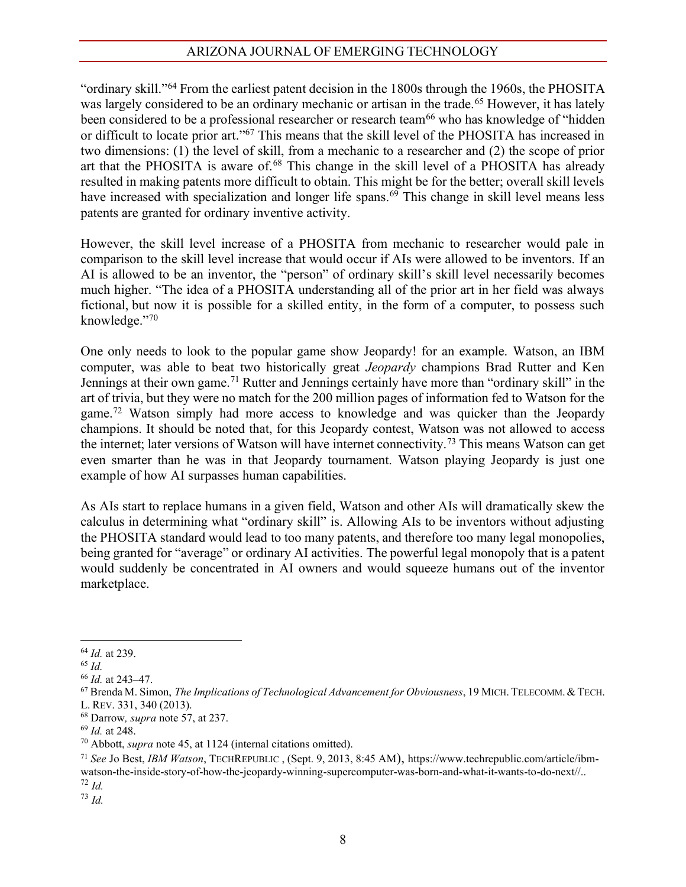"ordinary skill."[64] From the earliest patent decision in the 1800s through the 1960s, the PHOSITA was largely considered to be an ordinary mechanic or artisan in the trade.[65] However, it has lately been considered to be a professional researcher or research team[66] who has knowledge of "hidden or difficult to locate prior art."[67] This means that the skill level of the PHOSITA has increased in two dimensions: (1) the level of skill, from a mechanic to a researcher and (2) the scope of prior art that the PHOSITA is aware of.[68] This change in the skill level of a PHOSITA has already resulted in making patents more difficult to obtain. This might be for the better; overall skill levels have increased with specialization and longer life spans.[69] This change in skill level means less patents are granted for ordinary inventive activity.

However, the skill level increase of a PHOSITA from mechanic to researcher would pale in comparison to the skill level increase that would occur if AIs were allowed to be inventors. If an AI is allowed to be an inventor, the "person" of ordinary skill's skill level necessarily becomes much higher. "The idea of a PHOSITA understanding all of the prior art in her field was always fictional, but now it is possible for a skilled entity, in the form of a computer, to possess such knowledge."[70]

One only needs to look to the popular game show Jeopardy! for an example. Watson, an IBM computer, was able to beat two historically great *Jeopardy* champions Brad Rutter and Ken Jennings at their own game.[71] Rutter and Jennings certainly have more than "ordinary skill" in the art of trivia, but they were no match for the 200 million pages of information fed to Watson for the game.[72] Watson simply had more access to knowledge and was quicker than the Jeopardy champions. It should be noted that, for this Jeopardy contest, Watson was not allowed to access the internet; later versions of Watson will have internet connectivity.[73] This means Watson can get even smarter than he was in that Jeopardy tournament. Watson playing Jeopardy is just one example of how AI surpasses human capabilities.

As AIs start to replace humans in a given field, Watson and other AIs will dramatically skew the calculus in determining what "ordinary skill" is. Allowing AIs to be inventors without adjusting the PHOSITA standard would lead to too many patents, and therefore too many legal monopolies, being granted for "average" or ordinary AI activities. The powerful legal monopoly that is a patent would suddenly be concentrated in AI owners and would squeeze humans out of the inventor marketplace.

---

[64] *Id.* at 239.

[65] *Id.*

[66] *Id.* at 243–47.

[67] Brenda M. Simon, *The Implications of Technological Advancement for Obviousness*, 19 MICH. TELECOMM. & TECH. L. REV. 331, 340 (2013).

[68] Darrow*, supra* note 57, at 237.

[69] *Id.* at 248.

[70] Abbott, *supra* note 45, at 1124 (internal citations omitted).

[71] *See* Jo Best, *IBM Watson*, TECHREPUBLIC , (Sept. 9, 2013, 8:45 AM), https://www.techrepublic.com/article/ibm-watson-the-inside-story-of-how-the-jeopardy-winning-supercomputer-was-born-and-what-it-wants-to-do-next//..

[72] *Id.*

[73] *Id.*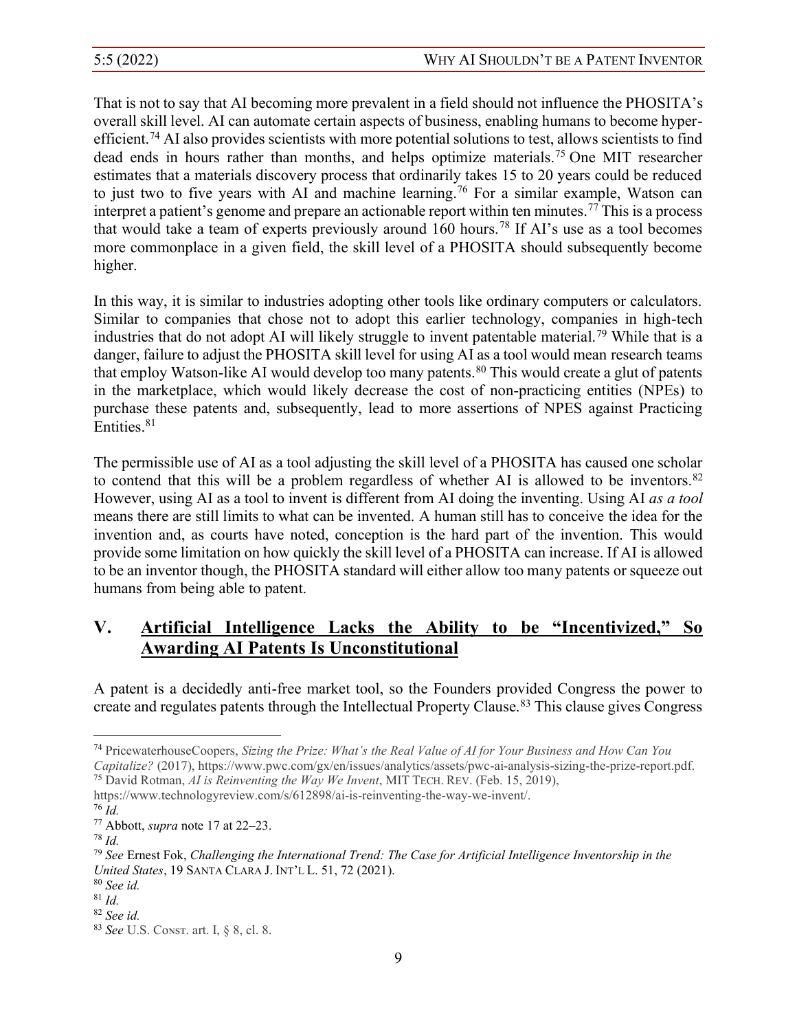That is not to say that AI becoming more prevalent in a field should not influence the PHOSITA's overall skill level. AI can automate certain aspects of business, enabling humans to become hyper-efficient.[74] AI also provides scientists with more potential solutions to test, allows scientists to find dead ends in hours rather than months, and helps optimize materials.[75] One MIT researcher estimates that a materials discovery process that ordinarily takes 15 to 20 years could be reduced to just two to five years with AI and machine learning.[76] For a similar example, Watson can interpret a patient's genome and prepare an actionable report within ten minutes.[77] This is a process that would take a team of experts previously around 160 hours.[78] If AI's use as a tool becomes more commonplace in a given field, the skill level of a PHOSITA should subsequently become higher.

In this way, it is similar to industries adopting other tools like ordinary computers or calculators. Similar to companies that chose not to adopt this earlier technology, companies in high-tech industries that do not adopt AI will likely struggle to invent patentable material.[79] While that is a danger, failure to adjust the PHOSITA skill level for using AI as a tool would mean research teams that employ Watson-like AI would develop too many patents.[80] This would create a glut of patents in the marketplace, which would likely decrease the cost of non-practicing entities (NPEs) to purchase these patents and, subsequently, lead to more assertions of NPES against Practicing Entities.[81]

The permissible use of AI as a tool adjusting the skill level of a PHOSITA has caused one scholar to contend that this will be a problem regardless of whether AI is allowed to be inventors.[82] However, using AI as a tool to invent is different from AI doing the inventing. Using AI *as a tool* means there are still limits to what can be invented. A human still has to conceive the idea for the invention and, as courts have noted, conception is the hard part of the invention. This would provide some limitation on how quickly the skill level of a PHOSITA can increase. If AI is allowed to be an inventor though, the PHOSITA standard will either allow too many patents or squeeze out humans from being able to patent.

## V. Artificial Intelligence Lacks the Ability to be "Incentivized," So Awarding AI Patents Is Unconstitutional

A patent is a decidedly anti-free market tool, so the Founders provided Congress the power to create and regulates patents through the Intellectual Property Clause.[83] This clause gives Congress

---

[74] PricewaterhouseCoopers, *Sizing the Prize: What's the Real Value of AI for Your Business and How Can You Capitalize?* (2017), https://www.pwc.com/gx/en/issues/analytics/assets/pwc-ai-analysis-sizing-the-prize-report.pdf.

[75] David Rotman, *AI is Reinventing the Way We Invent*, MIT TECH. REV. (Feb. 15, 2019), https://www.technologyreview.com/s/612898/ai-is-reinventing-the-way-we-invent/.

[76] *Id.*

[77] Abbott, *supra* note 17 at 22–23.

[78] *Id.*

[79] *See* Ernest Fok, *Challenging the International Trend: The Case for Artificial Intelligence Inventorship in the United States*, 19 SANTA CLARA J. INT'L L. 51, 72 (2021).

[80] *See id.*

[81] *Id.*

[82] *See id.*

[83] *See* U.S. CONST. art. I, § 8, cl. 8.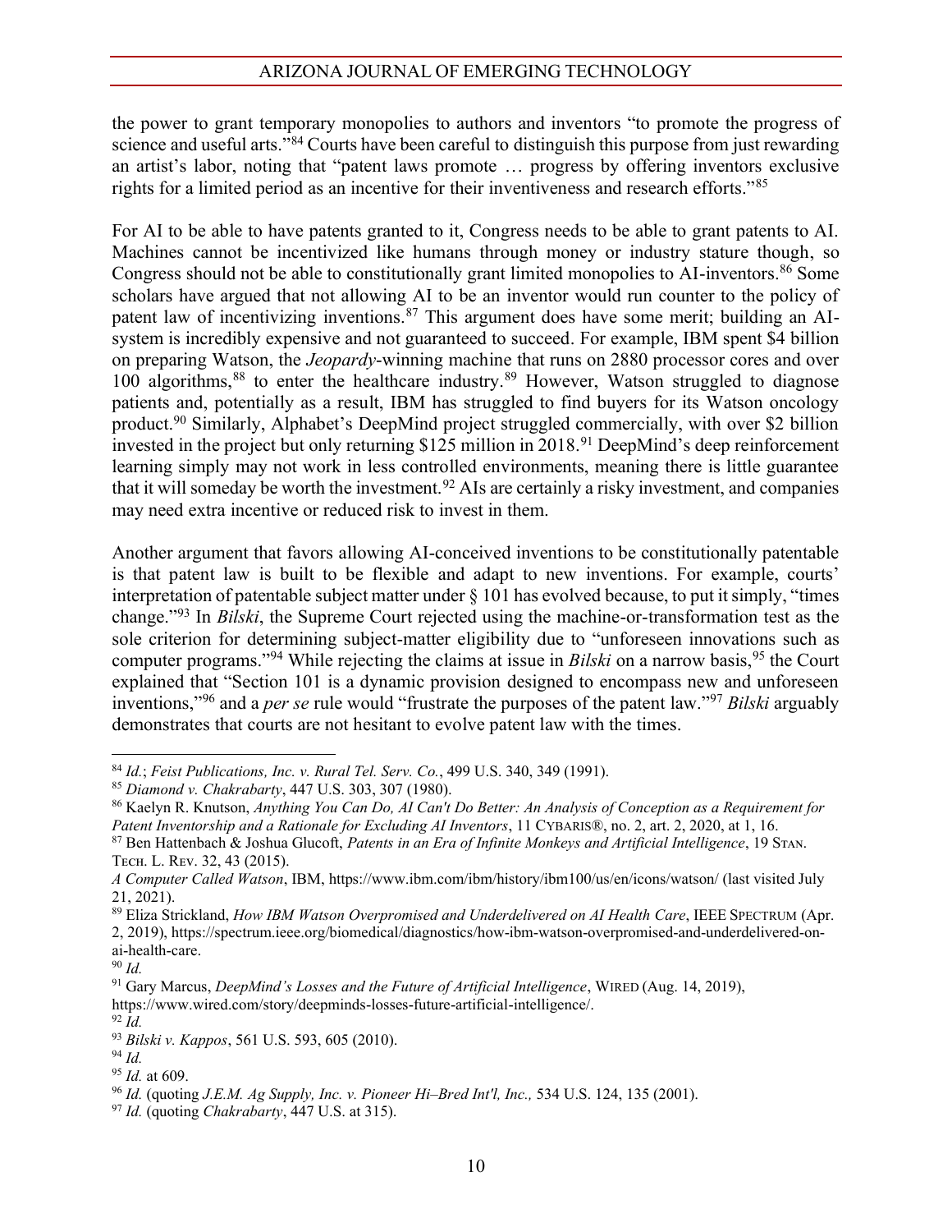the power to grant temporary monopolies to authors and inventors "to promote the progress of science and useful arts."[84] Courts have been careful to distinguish this purpose from just rewarding an artist's labor, noting that "patent laws promote … progress by offering inventors exclusive rights for a limited period as an incentive for their inventiveness and research efforts."[85]

For AI to be able to have patents granted to it, Congress needs to be able to grant patents to AI. Machines cannot be incentivized like humans through money or industry stature though, so Congress should not be able to constitutionally grant limited monopolies to AI-inventors.[86] Some scholars have argued that not allowing AI to be an inventor would run counter to the policy of patent law of incentivizing inventions.[87] This argument does have some merit; building an AI-system is incredibly expensive and not guaranteed to succeed. For example, IBM spent $4 billion on preparing Watson, the *Jeopardy*-winning machine that runs on 2880 processor cores and over 100 algorithms,[88] to enter the healthcare industry.[89] However, Watson struggled to diagnose patients and, potentially as a result, IBM has struggled to find buyers for its Watson oncology product.[90] Similarly, Alphabet's DeepMind project struggled commercially, with over $2 billion invested in the project but only returning $125 million in 2018.[91] DeepMind's deep reinforcement learning simply may not work in less controlled environments, meaning there is little guarantee that it will someday be worth the investment.[92] AIs are certainly a risky investment, and companies may need extra incentive or reduced risk to invest in them.

Another argument that favors allowing AI-conceived inventions to be constitutionally patentable is that patent law is built to be flexible and adapt to new inventions. For example, courts' interpretation of patentable subject matter under § 101 has evolved because, to put it simply, "times change."[93] In *Bilski*, the Supreme Court rejected using the machine-or-transformation test as the sole criterion for determining subject-matter eligibility due to "unforeseen innovations such as computer programs."[94] While rejecting the claims at issue in *Bilski* on a narrow basis,[95] the Court explained that "Section 101 is a dynamic provision designed to encompass new and unforeseen inventions,"[96] and a *per se* rule would "frustrate the purposes of the patent law."[97] *Bilski* arguably demonstrates that courts are not hesitant to evolve patent law with the times.

---

[84] *Id.*; *Feist Publications, Inc. v. Rural Tel. Serv. Co.*, 499 U.S. 340, 349 (1991).

[85] *Diamond v. Chakrabarty*, 447 U.S. 303, 307 (1980).

[86] Kaelyn R. Knutson, *Anything You Can Do, AI Can't Do Better: An Analysis of Conception as a Requirement for Patent Inventorship and a Rationale for Excluding AI Inventors*, 11 CYBARIS®, no. 2, art. 2, 2020, at 1, 16.

[87] Ben Hattenbach & Joshua Glucoft, *Patents in an Era of Infinite Monkeys and Artificial Intelligence*, 19 STAN. TECH. L. REV. 32, 43 (2015).

[88] *A Computer Called Watson*, IBM, https://www.ibm.com/ibm/history/ibm100/us/en/icons/watson/ (last visited July 21, 2021).

[89] Eliza Strickland, *How IBM Watson Overpromised and Underdelivered on AI Health Care*, IEEE SPECTRUM (Apr. 2, 2019), https://spectrum.ieee.org/biomedical/diagnostics/how-ibm-watson-overpromised-and-underdelivered-on-ai-health-care.

[90] *Id.*

[91] Gary Marcus, *DeepMind's Losses and the Future of Artificial Intelligence*, WIRED (Aug. 14, 2019), https://www.wired.com/story/deepminds-losses-future-artificial-intelligence/.

[92] *Id.*

[93] *Bilski v. Kappos*, 561 U.S. 593, 605 (2010).

[94] *Id.*

[95] *Id.* at 609.

[96] *Id.* (quoting *J.E.M. Ag Supply, Inc. v. Pioneer Hi–Bred Int'l, Inc.,* 534 U.S. 124, 135 (2001).

[97] *Id.* (quoting *Chakrabarty*, 447 U.S. at 315).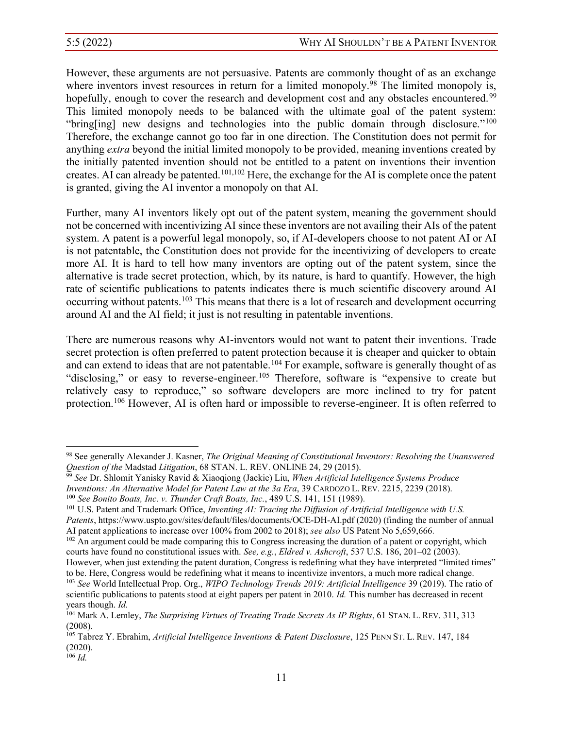However, these arguments are not persuasive. Patents are commonly thought of as an exchange where inventors invest resources in return for a limited monopoly.[98] The limited monopoly is, hopefully, enough to cover the research and development cost and any obstacles encountered.[99] This limited monopoly needs to be balanced with the ultimate goal of the patent system: "bring[ing] new designs and technologies into the public domain through disclosure."[100] Therefore, the exchange cannot go too far in one direction. The Constitution does not permit for anything *extra* beyond the initial limited monopoly to be provided, meaning inventions created by the initially patented invention should not be entitled to a patent on inventions their invention creates. AI can already be patented.[101,102] Here, the exchange for the AI is complete once the patent is granted, giving the AI inventor a monopoly on that AI.

Further, many AI inventors likely opt out of the patent system, meaning the government should not be concerned with incentivizing AI since these inventors are not availing their AIs of the patent system. A patent is a powerful legal monopoly, so, if AI-developers choose to not patent AI or AI is not patentable, the Constitution does not provide for the incentivizing of developers to create more AI. It is hard to tell how many inventors are opting out of the patent system, since the alternative is trade secret protection, which, by its nature, is hard to quantify. However, the high rate of scientific publications to patents indicates there is much scientific discovery around AI occurring without patents.[103] This means that there is a lot of research and development occurring around AI and the AI field; it just is not resulting in patentable inventions.

There are numerous reasons why AI-inventors would not want to patent their inventions. Trade secret protection is often preferred to patent protection because it is cheaper and quicker to obtain and can extend to ideas that are not patentable.[104] For example, software is generally thought of as "disclosing," or easy to reverse-engineer.[105] Therefore, software is "expensive to create but relatively easy to reproduce," so software developers are more inclined to try for patent protection.[106] However, AI is often hard or impossible to reverse-engineer. It is often referred to

---

[98] See generally Alexander J. Kasner, *The Original Meaning of Constitutional Inventors: Resolving the Unanswered Question of the* Madstad *Litigation*, 68 STAN. L. REV. ONLINE 24, 29 (2015).

[99] *See* Dr. Shlomit Yanisky Ravid & Xiaoqiong (Jackie) Liu, *When Artificial Intelligence Systems Produce Inventions: An Alternative Model for Patent Law at the 3a Era*, 39 CARDOZO L. REV. 2215, 2239 (2018).

[100] *See Bonito Boats, Inc. v. Thunder Craft Boats, Inc.*, 489 U.S. 141, 151 (1989).

[101] U.S. Patent and Trademark Office, *Inventing AI: Tracing the Diffusion of Artificial Intelligence with U.S. Patents*, https://www.uspto.gov/sites/default/files/documents/OCE-DH-AI.pdf (2020) (finding the number of annual AI patent applications to increase over 100% from 2002 to 2018); *see also* US Patent No 5,659,666.

[102] An argument could be made comparing this to Congress increasing the duration of a patent or copyright, which courts have found no constitutional issues with. *See, e.g.*, *Eldred v. Ashcroft*, 537 U.S. 186, 201–02 (2003). However, when just extending the patent duration, Congress is redefining what they have interpreted "limited times" to be. Here, Congress would be redefining what it means to incentivize inventors, a much more radical change.

[103] *See* World Intellectual Prop. Org., *WIPO Technology Trends 2019: Artificial Intelligence* 39 (2019). The ratio of scientific publications to patents stood at eight papers per patent in 2010. *Id.* This number has decreased in recent years though. *Id.*

[104] Mark A. Lemley, *The Surprising Virtues of Treating Trade Secrets As IP Rights*, 61 STAN. L. REV. 311, 313 (2008).

[105] Tabrez Y. Ebrahim, *Artificial Intelligence Inventions & Patent Disclosure*, 125 PENN ST. L. REV. 147, 184 (2020).

[106] *Id.*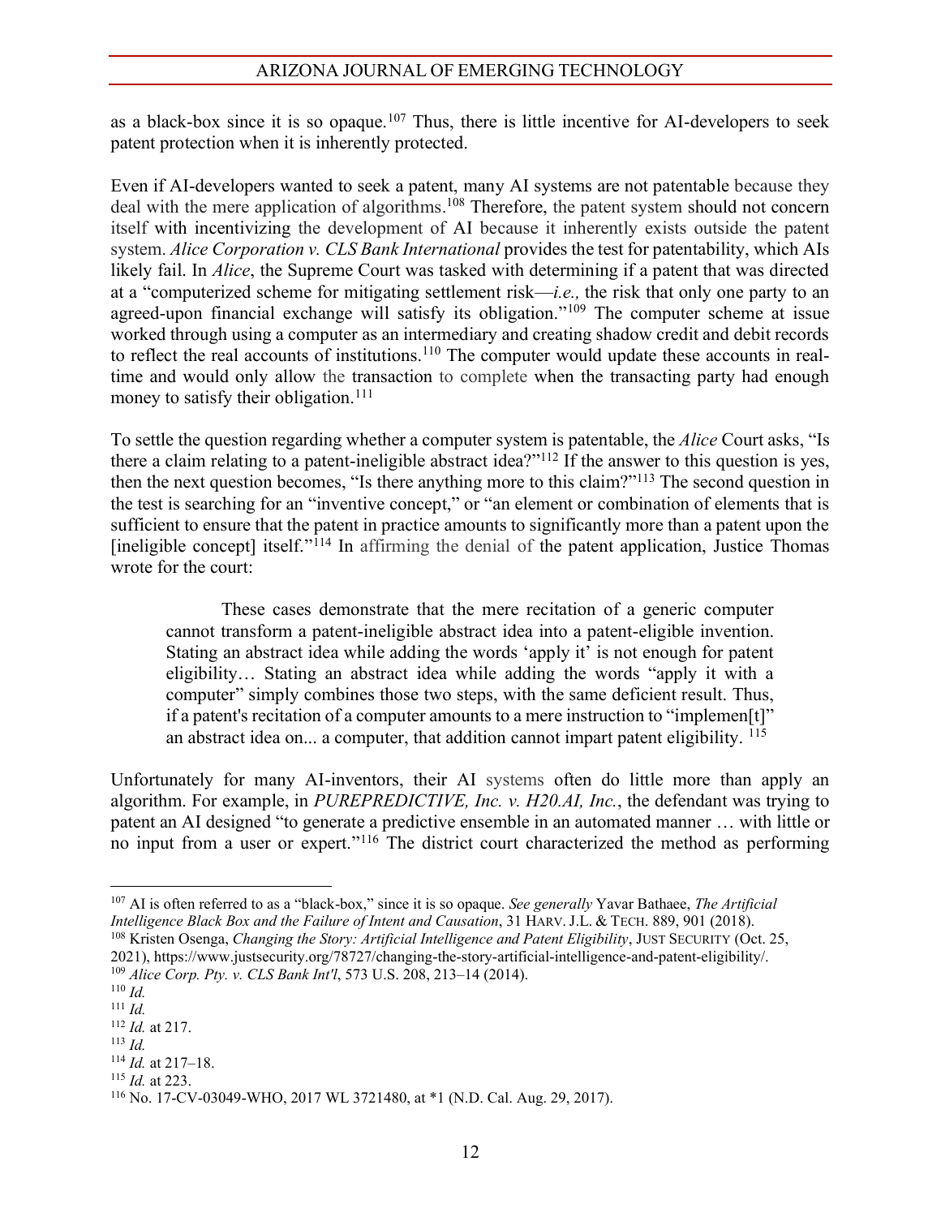as a black-box since it is so opaque.[107] Thus, there is little incentive for AI-developers to seek patent protection when it is inherently protected.

Even if AI-developers wanted to seek a patent, many AI systems are not patentable because they deal with the mere application of algorithms.[108] Therefore, the patent system should not concern itself with incentivizing the development of AI because it inherently exists outside the patent system. *Alice Corporation v. CLS Bank International* provides the test for patentability, which AIs likely fail. In *Alice*, the Supreme Court was tasked with determining if a patent that was directed at a "computerized scheme for mitigating settlement risk—*i.e.,* the risk that only one party to an agreed-upon financial exchange will satisfy its obligation."[109] The computer scheme at issue worked through using a computer as an intermediary and creating shadow credit and debit records to reflect the real accounts of institutions.[110] The computer would update these accounts in real-time and would only allow the transaction to complete when the transacting party had enough money to satisfy their obligation.[111]

To settle the question regarding whether a computer system is patentable, the *Alice* Court asks, "Is there a claim relating to a patent-ineligible abstract idea?"[112] If the answer to this question is yes, then the next question becomes, "Is there anything more to this claim?"[113] The second question in the test is searching for an "inventive concept," or "an element or combination of elements that is sufficient to ensure that the patent in practice amounts to significantly more than a patent upon the [ineligible concept] itself."[114] In affirming the denial of the patent application, Justice Thomas wrote for the court:

> These cases demonstrate that the mere recitation of a generic computer cannot transform a patent-ineligible abstract idea into a patent-eligible invention. Stating an abstract idea while adding the words 'apply it' is not enough for patent eligibility… Stating an abstract idea while adding the words "apply it with a computer" simply combines those two steps, with the same deficient result. Thus, if a patent's recitation of a computer amounts to a mere instruction to "implemen[t]" an abstract idea on... a computer, that addition cannot impart patent eligibility. [115]

Unfortunately for many AI-inventors, their AI systems often do little more than apply an algorithm. For example, in *PUREPREDICTIVE, Inc. v. H20.AI, Inc.*, the defendant was trying to patent an AI designed "to generate a predictive ensemble in an automated manner … with little or no input from a user or expert."[116] The district court characterized the method as performing

---

[107] AI is often referred to as a "black-box," since it is so opaque. *See generally* Yavar Bathaee, *The Artificial Intelligence Black Box and the Failure of Intent and Causation*, 31 HARV. J.L. & TECH. 889, 901 (2018).

[108] Kristen Osenga, *Changing the Story: Artificial Intelligence and Patent Eligibility*, JUST SECURITY (Oct. 25, 2021), https://www.justsecurity.org/78727/changing-the-story-artificial-intelligence-and-patent-eligibility/.

[109] *Alice Corp. Pty. v. CLS Bank Int'l*, 573 U.S. 208, 213–14 (2014).

[110] *Id.*

[111] *Id.*

[112] *Id.* at 217.

[113] *Id.*

[114] *Id.* at 217–18.

[115] *Id.* at 223.

[116] No. 17-CV-03049-WHO, 2017 WL 3721480, at *1 (N.D. Cal. Aug. 29, 2017).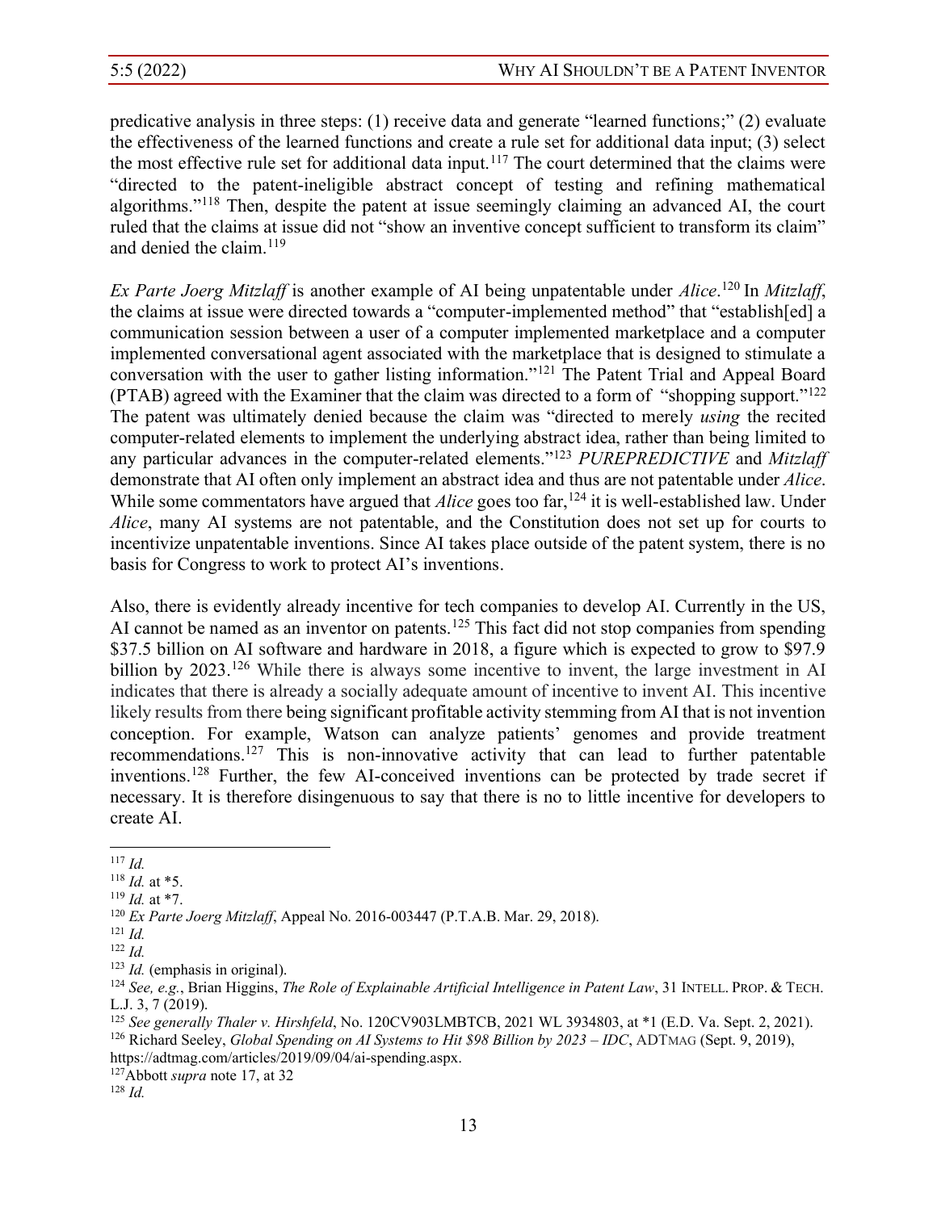predicative analysis in three steps: (1) receive data and generate "learned functions;" (2) evaluate the effectiveness of the learned functions and create a rule set for additional data input; (3) select the most effective rule set for additional data input.[117] The court determined that the claims were "directed to the patent-ineligible abstract concept of testing and refining mathematical algorithms."[118] Then, despite the patent at issue seemingly claiming an advanced AI, the court ruled that the claims at issue did not "show an inventive concept sufficient to transform its claim" and denied the claim.[119]

*Ex Parte Joerg Mitzlaff* is another example of AI being unpatentable under *Alice*.[120] In *Mitzlaff*, the claims at issue were directed towards a "computer-implemented method" that "establish[ed] a communication session between a user of a computer implemented marketplace and a computer implemented conversational agent associated with the marketplace that is designed to stimulate a conversation with the user to gather listing information."[121] The Patent Trial and Appeal Board (PTAB) agreed with the Examiner that the claim was directed to a form of "shopping support."[122] The patent was ultimately denied because the claim was "directed to merely *using* the recited computer-related elements to implement the underlying abstract idea, rather than being limited to any particular advances in the computer-related elements."[123] *PUREPREDICTIVE* and *Mitzlaff* demonstrate that AI often only implement an abstract idea and thus are not patentable under *Alice*. While some commentators have argued that *Alice* goes too far,[124] it is well-established law. Under *Alice*, many AI systems are not patentable, and the Constitution does not set up for courts to incentivize unpatentable inventions. Since AI takes place outside of the patent system, there is no basis for Congress to work to protect AI's inventions.

Also, there is evidently already incentive for tech companies to develop AI. Currently in the US, AI cannot be named as an inventor on patents.[125] This fact did not stop companies from spending $37.5 billion on AI software and hardware in 2018, a figure which is expected to grow to $97.9 billion by 2023.[126] While there is always some incentive to invent, the large investment in AI indicates that there is already a socially adequate amount of incentive to invent AI. This incentive likely results from there being significant profitable activity stemming from AI that is not invention conception. For example, Watson can analyze patients' genomes and provide treatment recommendations.[127] This is non-innovative activity that can lead to further patentable inventions.[128] Further, the few AI-conceived inventions can be protected by trade secret if necessary. It is therefore disingenuous to say that there is no to little incentive for developers to create AI.

---

[117] *Id.*

[118] *Id.* at *5.

[119] *Id.* at *7.

[120] *Ex Parte Joerg Mitzlaff*, Appeal No. 2016-003447 (P.T.A.B. Mar. 29, 2018).

[121] *Id.*

[122] *Id.*

[123] *Id.* (emphasis in original).

[124] *See, e.g.*, Brian Higgins, *The Role of Explainable Artificial Intelligence in Patent Law*, 31 INTELL. PROP. & TECH. L.J. 3, 7 (2019).

[125] *See generally Thaler v. Hirshfeld*, No. 120CV903LMBTCB, 2021 WL 3934803, at *1 (E.D. Va. Sept. 2, 2021).

[126] Richard Seeley, *Global Spending on AI Systems to Hit $98 Billion by 2023 – IDC*, ADTMAG (Sept. 9, 2019), https://adtmag.com/articles/2019/09/04/ai-spending.aspx.

[127] Abbott *supra* note 17, at 32

[128] *Id.*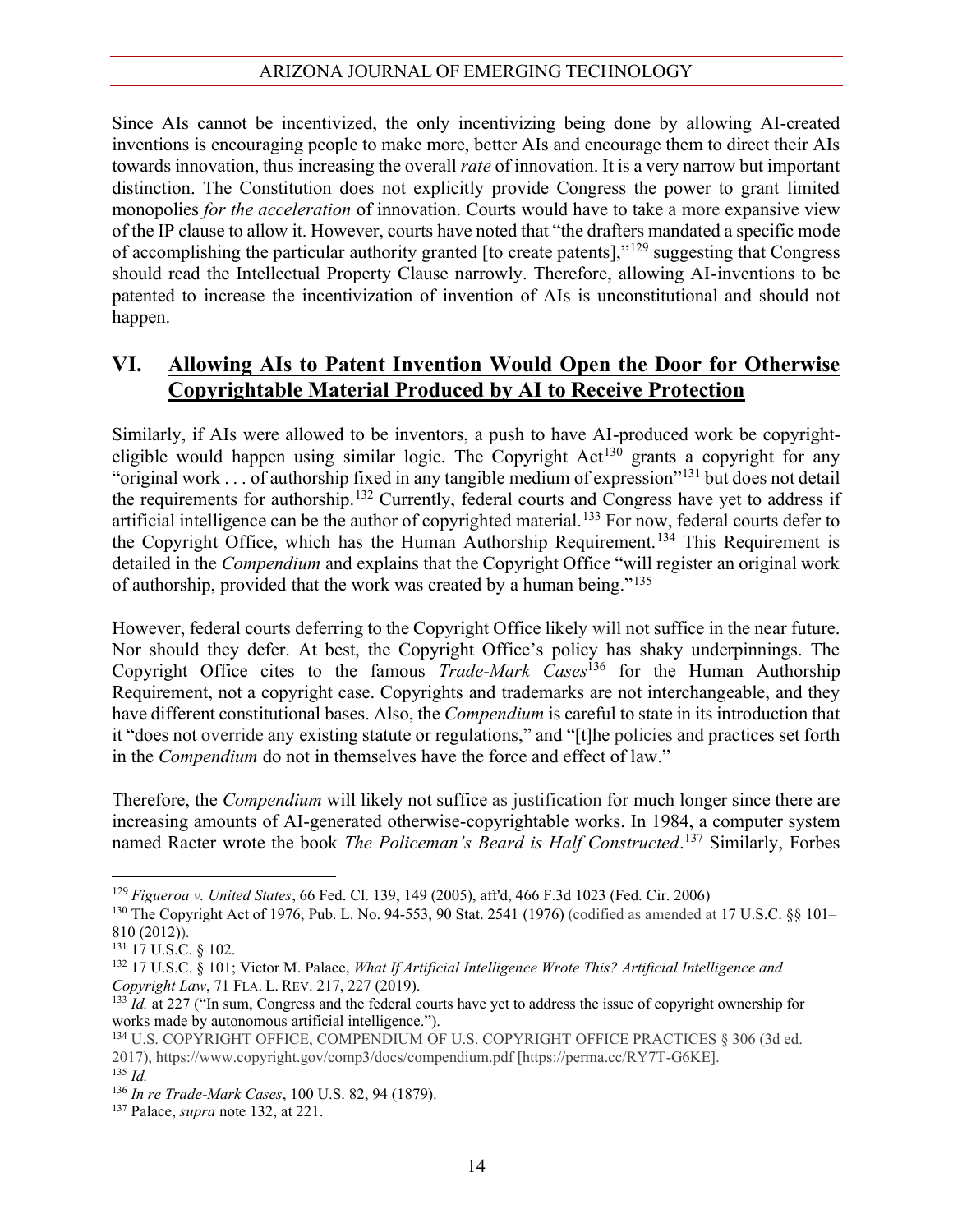Since AIs cannot be incentivized, the only incentivizing being done by allowing AI-created inventions is encouraging people to make more, better AIs and encourage them to direct their AIs towards innovation, thus increasing the overall *rate* of innovation. It is a very narrow but important distinction. The Constitution does not explicitly provide Congress the power to grant limited monopolies *for the acceleration* of innovation. Courts would have to take a more expansive view of the IP clause to allow it. However, courts have noted that "the drafters mandated a specific mode of accomplishing the particular authority granted [to create patents],"[129] suggesting that Congress should read the Intellectual Property Clause narrowly. Therefore, allowing AI-inventions to be patented to increase the incentivization of invention of AIs is unconstitutional and should not happen.

## VI. Allowing AIs to Patent Invention Would Open the Door for Otherwise Copyrightable Material Produced by AI to Receive Protection

Similarly, if AIs were allowed to be inventors, a push to have AI-produced work be copyright-eligible would happen using similar logic. The Copyright Act[130] grants a copyright for any "original work . . . of authorship fixed in any tangible medium of expression"[131] but does not detail the requirements for authorship.[132] Currently, federal courts and Congress have yet to address if artificial intelligence can be the author of copyrighted material.[133] For now, federal courts defer to the Copyright Office, which has the Human Authorship Requirement.[134] This Requirement is detailed in the *Compendium* and explains that the Copyright Office "will register an original work of authorship, provided that the work was created by a human being."[135]

However, federal courts deferring to the Copyright Office likely will not suffice in the near future. Nor should they defer. At best, the Copyright Office's policy has shaky underpinnings. The Copyright Office cites to the famous *Trade-Mark Cases*[136] for the Human Authorship Requirement, not a copyright case. Copyrights and trademarks are not interchangeable, and they have different constitutional bases. Also, the *Compendium* is careful to state in its introduction that it "does not override any existing statute or regulations," and "[t]he policies and practices set forth in the *Compendium* do not in themselves have the force and effect of law."

Therefore, the *Compendium* will likely not suffice as justification for much longer since there are increasing amounts of AI-generated otherwise-copyrightable works. In 1984, a computer system named Racter wrote the book *The Policeman's Beard is Half Constructed*.[137] Similarly, Forbes

---

[129] *Figueroa v. United States*, 66 Fed. Cl. 139, 149 (2005), aff'd, 466 F.3d 1023 (Fed. Cir. 2006)

[130] The Copyright Act of 1976, Pub. L. No. 94-553, 90 Stat. 2541 (1976) (codified as amended at 17 U.S.C. §§ 101–810 (2012)).

[131] 17 U.S.C. § 102.

[132] 17 U.S.C. § 101; Victor M. Palace, *What If Artificial Intelligence Wrote This? Artificial Intelligence and Copyright Law*, 71 FLA. L. REV. 217, 227 (2019).

[133] *Id.* at 227 ("In sum, Congress and the federal courts have yet to address the issue of copyright ownership for works made by autonomous artificial intelligence.").

[134] U.S. COPYRIGHT OFFICE, COMPENDIUM OF U.S. COPYRIGHT OFFICE PRACTICES § 306 (3d ed. 2017), https://www.copyright.gov/comp3/docs/compendium.pdf [https://perma.cc/RY7T-G6KE].

[135] *Id.*

[136] *In re Trade-Mark Cases*, 100 U.S. 82, 94 (1879).

[137] Palace, *supra* note 132, at 221.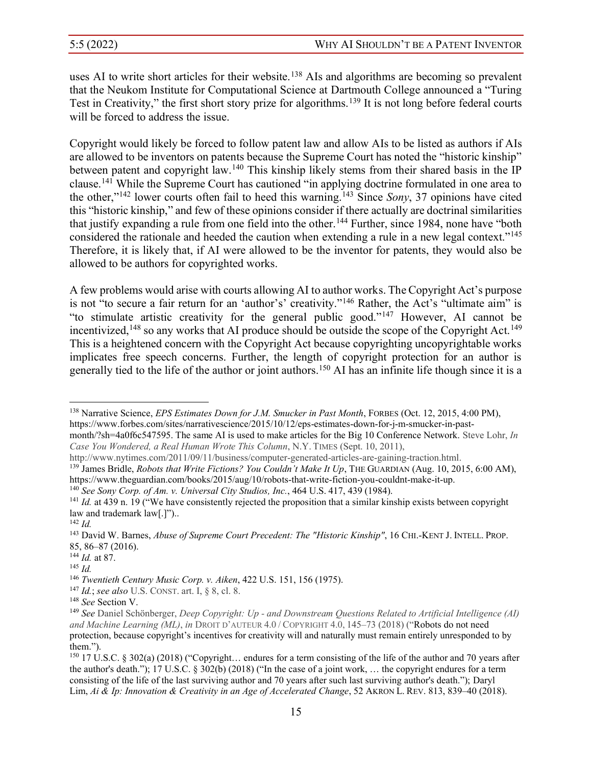uses AI to write short articles for their website.[138] AIs and algorithms are becoming so prevalent that the Neukom Institute for Computational Science at Dartmouth College announced a "Turing Test in Creativity," the first short story prize for algorithms.[139] It is not long before federal courts will be forced to address the issue.

Copyright would likely be forced to follow patent law and allow AIs to be listed as authors if AIs are allowed to be inventors on patents because the Supreme Court has noted the "historic kinship" between patent and copyright law.[140] This kinship likely stems from their shared basis in the IP clause.[141] While the Supreme Court has cautioned "in applying doctrine formulated in one area to the other,"[142] lower courts often fail to heed this warning.[143] Since *Sony*, 37 opinions have cited this "historic kinship," and few of these opinions consider if there actually are doctrinal similarities that justify expanding a rule from one field into the other.[144] Further, since 1984, none have "both considered the rationale and heeded the caution when extending a rule in a new legal context."[145] Therefore, it is likely that, if AI were allowed to be the inventor for patents, they would also be allowed to be authors for copyrighted works.

A few problems would arise with courts allowing AI to author works. The Copyright Act's purpose is not "to secure a fair return for an 'author's' creativity."[146] Rather, the Act's "ultimate aim" is "to stimulate artistic creativity for the general public good."[147] However, AI cannot be incentivized,[148] so any works that AI produce should be outside the scope of the Copyright Act.[149] This is a heightened concern with the Copyright Act because copyrighting uncopyrightable works implicates free speech concerns. Further, the length of copyright protection for an author is generally tied to the life of the author or joint authors.[150] AI has an infinite life though since it is a

---

[138] Narrative Science, *EPS Estimates Down for J.M. Smucker in Past Month*, FORBES (Oct. 12, 2015, 4:00 PM), https://www.forbes.com/sites/narrativescience/2015/10/12/eps-estimates-down-for-j-m-smucker-in-past-month/?sh=4a0f6c547595. The same AI is used to make articles for the Big 10 Conference Network. Steve Lohr, *In Case You Wondered, a Real Human Wrote This Column*, N.Y. TIMES (Sept. 10, 2011), http://www.nytimes.com/2011/09/11/business/computer-generated-articles-are-gaining-traction.html.

[139] James Bridle, *Robots that Write Fictions? You Couldn't Make It Up*, THE GUARDIAN (Aug. 10, 2015, 6:00 AM), https://www.theguardian.com/books/2015/aug/10/robots-that-write-fiction-you-couldnt-make-it-up.

[140] *See Sony Corp. of Am. v. Universal City Studios, Inc.*, 464 U.S. 417, 439 (1984).

[141] *Id.* at 439 n. 19 ("We have consistently rejected the proposition that a similar kinship exists between copyright law and trademark law[.]")..

[142] *Id.*

[143] David W. Barnes, *Abuse of Supreme Court Precedent: The "Historic Kinship"*, 16 CHI.-KENT J. INTELL. PROP. 85, 86–87 (2016).

[144] *Id.* at 87.

[145] *Id.*

[146] *Twentieth Century Music Corp. v. Aiken*, 422 U.S. 151, 156 (1975).

[147] *Id.*; *see also* U.S. CONST. art. I, § 8, cl. 8.

[148] *See* Section V.

[149] *See* Daniel Schönberger, *Deep Copyright: Up - and Downstream Questions Related to Artificial Intelligence (AI) and Machine Learning (ML)*, *in* DROIT D'AUTEUR 4.0 / COPYRIGHT 4.0, 145–73 (2018) ("Robots do not need protection, because copyright's incentives for creativity will and naturally must remain entirely unresponded to by them.").

[150] 17 U.S.C. § 302(a) (2018) ("Copyright… endures for a term consisting of the life of the author and 70 years after the author's death."); 17 U.S.C. § 302(b) (2018) ("In the case of a joint work, … the copyright endures for a term consisting of the life of the last surviving author and 70 years after such last surviving author's death."); Daryl Lim, *Ai & Ip: Innovation & Creativity in an Age of Accelerated Change*, 52 AKRON L. REV. 813, 839–40 (2018).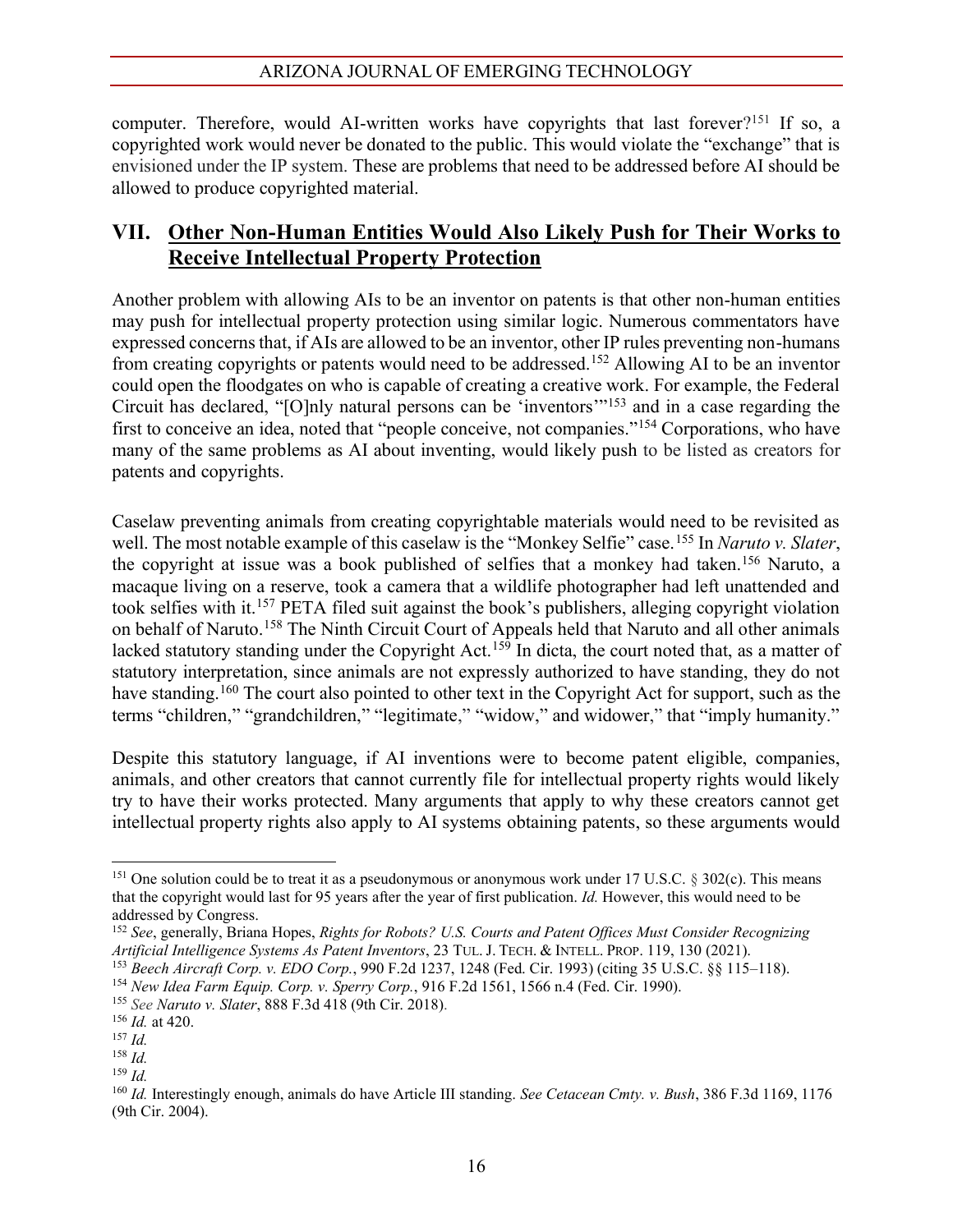computer. Therefore, would AI-written works have copyrights that last forever?[151] If so, a copyrighted work would never be donated to the public. This would violate the "exchange" that is envisioned under the IP system. These are problems that need to be addressed before AI should be allowed to produce copyrighted material.

## VII. Other Non-Human Entities Would Also Likely Push for Their Works to Receive Intellectual Property Protection

Another problem with allowing AIs to be an inventor on patents is that other non-human entities may push for intellectual property protection using similar logic. Numerous commentators have expressed concerns that, if AIs are allowed to be an inventor, other IP rules preventing non-humans from creating copyrights or patents would need to be addressed.[152] Allowing AI to be an inventor could open the floodgates on who is capable of creating a creative work. For example, the Federal Circuit has declared, "[O]nly natural persons can be 'inventors'"[153] and in a case regarding the first to conceive an idea, noted that "people conceive, not companies."[154] Corporations, who have many of the same problems as AI about inventing, would likely push to be listed as creators for patents and copyrights.

Caselaw preventing animals from creating copyrightable materials would need to be revisited as well. The most notable example of this caselaw is the "Monkey Selfie" case.[155] In *Naruto v. Slater*, the copyright at issue was a book published of selfies that a monkey had taken.[156] Naruto, a macaque living on a reserve, took a camera that a wildlife photographer had left unattended and took selfies with it.[157] PETA filed suit against the book's publishers, alleging copyright violation on behalf of Naruto.[158] The Ninth Circuit Court of Appeals held that Naruto and all other animals lacked statutory standing under the Copyright Act.[159] In dicta, the court noted that, as a matter of statutory interpretation, since animals are not expressly authorized to have standing, they do not have standing.[160] The court also pointed to other text in the Copyright Act for support, such as the terms "children," "grandchildren," "legitimate," "widow," and widower," that "imply humanity."

Despite this statutory language, if AI inventions were to become patent eligible, companies, animals, and other creators that cannot currently file for intellectual property rights would likely try to have their works protected. Many arguments that apply to why these creators cannot get intellectual property rights also apply to AI systems obtaining patents, so these arguments would

---

[151] One solution could be to treat it as a pseudonymous or anonymous work under 17 U.S.C. § 302(c). This means that the copyright would last for 95 years after the year of first publication. *Id.* However, this would need to be addressed by Congress.

[152] *See*, generally, Briana Hopes, *Rights for Robots? U.S. Courts and Patent Offices Must Consider Recognizing Artificial Intelligence Systems As Patent Inventors*, 23 TUL. J. TECH. & INTELL. PROP. 119, 130 (2021).

[153] *Beech Aircraft Corp. v. EDO Corp.*, 990 F.2d 1237, 1248 (Fed. Cir. 1993) (citing 35 U.S.C. §§ 115–118).

[154] *New Idea Farm Equip. Corp. v. Sperry Corp.*, 916 F.2d 1561, 1566 n.4 (Fed. Cir. 1990).

[155] *See Naruto v. Slater*, 888 F.3d 418 (9th Cir. 2018).

[156] *Id.* at 420.

[157] *Id.*

[158] *Id.*

[159] *Id.*

[160] *Id.* Interestingly enough, animals do have Article III standing. *See Cetacean Cmty. v. Bush*, 386 F.3d 1169, 1176 (9th Cir. 2004).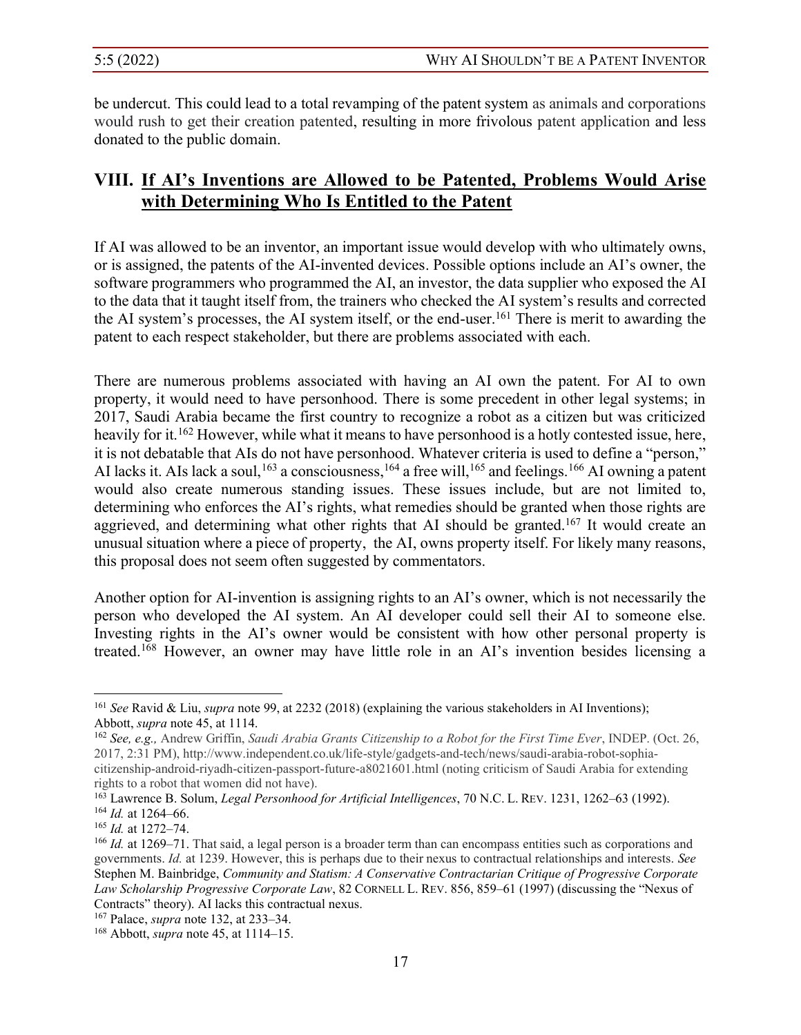be undercut. This could lead to a total revamping of the patent system as animals and corporations would rush to get their creation patented, resulting in more frivolous patent application and less donated to the public domain.

## VIII. If AI's Inventions are Allowed to be Patented, Problems Would Arise with Determining Who Is Entitled to the Patent

If AI was allowed to be an inventor, an important issue would develop with who ultimately owns, or is assigned, the patents of the AI-invented devices. Possible options include an AI's owner, the software programmers who programmed the AI, an investor, the data supplier who exposed the AI to the data that it taught itself from, the trainers who checked the AI system's results and corrected the AI system's processes, the AI system itself, or the end-user.[161] There is merit to awarding the patent to each respect stakeholder, but there are problems associated with each.

There are numerous problems associated with having an AI own the patent. For AI to own property, it would need to have personhood. There is some precedent in other legal systems; in 2017, Saudi Arabia became the first country to recognize a robot as a citizen but was criticized heavily for it.[162] However, while what it means to have personhood is a hotly contested issue, here, it is not debatable that AIs do not have personhood. Whatever criteria is used to define a "person," AI lacks it. AIs lack a soul,[163] a consciousness,[164] a free will,[165] and feelings.[166] AI owning a patent would also create numerous standing issues. These issues include, but are not limited to, determining who enforces the AI's rights, what remedies should be granted when those rights are aggrieved, and determining what other rights that AI should be granted.[167] It would create an unusual situation where a piece of property, the AI, owns property itself. For likely many reasons, this proposal does not seem often suggested by commentators.

Another option for AI-invention is assigning rights to an AI's owner, which is not necessarily the person who developed the AI system. An AI developer could sell their AI to someone else. Investing rights in the AI's owner would be consistent with how other personal property is treated.[168] However, an owner may have little role in an AI's invention besides licensing a

---

[161] *See* Ravid & Liu, *supra* note 99, at 2232 (2018) (explaining the various stakeholders in AI Inventions); Abbott, *supra* note 45, at 1114.

[162] *See, e.g.,* Andrew Griffin, *Saudi Arabia Grants Citizenship to a Robot for the First Time Ever*, INDEP. (Oct. 26, 2017, 2:31 PM), http://www.independent.co.uk/life-style/gadgets-and-tech/news/saudi-arabia-robot-sophia-citizenship-android-riyadh-citizen-passport-future-a8021601.html (noting criticism of Saudi Arabia for extending rights to a robot that women did not have).

[163] Lawrence B. Solum, *Legal Personhood for Artificial Intelligences*, 70 N.C. L. REV. 1231, 1262–63 (1992).

[164] *Id.* at 1264–66.

[165] *Id.* at 1272–74.

[166] *Id.* at 1269–71. That said, a legal person is a broader term than can encompass entities such as corporations and governments. *Id.* at 1239. However, this is perhaps due to their nexus to contractual relationships and interests. *See* Stephen M. Bainbridge, *Community and Statism: A Conservative Contractarian Critique of Progressive Corporate Law Scholarship Progressive Corporate Law*, 82 CORNELL L. REV. 856, 859–61 (1997) (discussing the "Nexus of Contracts" theory). AI lacks this contractual nexus.

[167] Palace, *supra* note 132, at 233–34.

[168] Abbott, *supra* note 45, at 1114–15.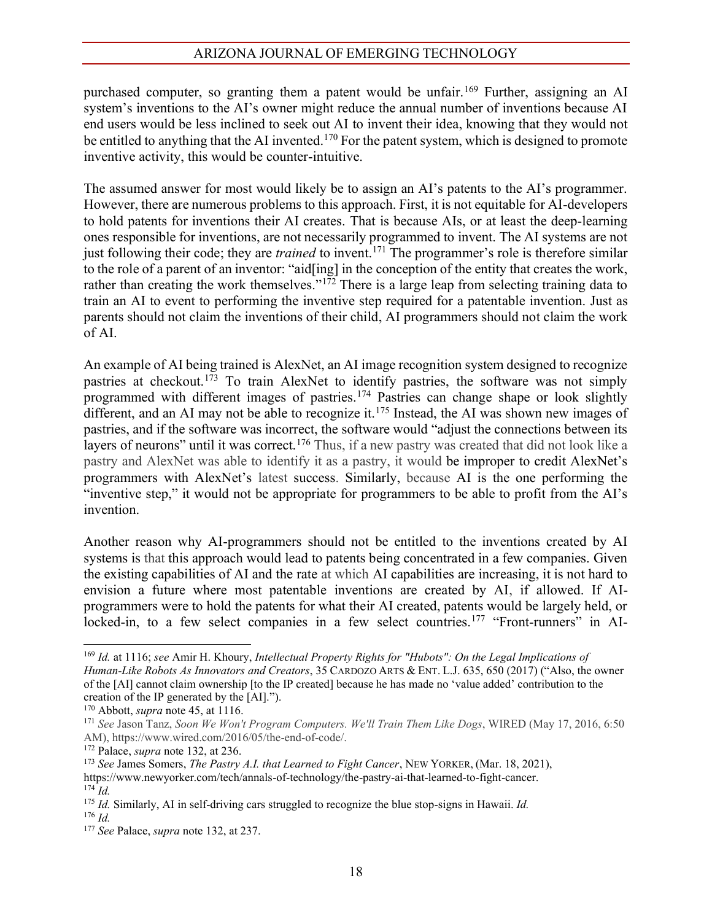purchased computer, so granting them a patent would be unfair.[169] Further, assigning an AI system's inventions to the AI's owner might reduce the annual number of inventions because AI end users would be less inclined to seek out AI to invent their idea, knowing that they would not be entitled to anything that the AI invented.[170] For the patent system, which is designed to promote inventive activity, this would be counter-intuitive.

The assumed answer for most would likely be to assign an AI's patents to the AI's programmer. However, there are numerous problems to this approach. First, it is not equitable for AI-developers to hold patents for inventions their AI creates. That is because AIs, or at least the deep-learning ones responsible for inventions, are not necessarily programmed to invent. The AI systems are not just following their code; they are *trained* to invent.[171] The programmer's role is therefore similar to the role of a parent of an inventor: "aid[ing] in the conception of the entity that creates the work, rather than creating the work themselves."[172] There is a large leap from selecting training data to train an AI to event to performing the inventive step required for a patentable invention. Just as parents should not claim the inventions of their child, AI programmers should not claim the work of AI.

An example of AI being trained is AlexNet, an AI image recognition system designed to recognize pastries at checkout.[173] To train AlexNet to identify pastries, the software was not simply programmed with different images of pastries.[174] Pastries can change shape or look slightly different, and an AI may not be able to recognize it.[175] Instead, the AI was shown new images of pastries, and if the software was incorrect, the software would "adjust the connections between its layers of neurons" until it was correct.[176] Thus, if a new pastry was created that did not look like a pastry and AlexNet was able to identify it as a pastry, it would be improper to credit AlexNet's programmers with AlexNet's latest success. Similarly, because AI is the one performing the "inventive step," it would not be appropriate for programmers to be able to profit from the AI's invention.

Another reason why AI-programmers should not be entitled to the inventions created by AI systems is that this approach would lead to patents being concentrated in a few companies. Given the existing capabilities of AI and the rate at which AI capabilities are increasing, it is not hard to envision a future where most patentable inventions are created by AI, if allowed. If AI-programmers were to hold the patents for what their AI created, patents would be largely held, or locked-in, to a few select companies in a few select countries.[177] "Front-runners" in AI-

---

[169] *Id.* at 1116; *see* Amir H. Khoury, *Intellectual Property Rights for "Hubots": On the Legal Implications of Human-Like Robots As Innovators and Creators*, 35 CARDOZO ARTS & ENT. L.J. 635, 650 (2017) ("Also, the owner of the [AI] cannot claim ownership [to the IP created] because he has made no 'value added' contribution to the creation of the IP generated by the [AI].").

[170] Abbott, *supra* note 45, at 1116.

[171] *See* Jason Tanz, *Soon We Won't Program Computers. We'll Train Them Like Dogs*, WIRED (May 17, 2016, 6:50 AM), https://www.wired.com/2016/05/the-end-of-code/.

[172] Palace, *supra* note 132, at 236.

[173] *See* James Somers, *The Pastry A.I. that Learned to Fight Cancer*, NEW YORKER, (Mar. 18, 2021), https://www.newyorker.com/tech/annals-of-technology/the-pastry-ai-that-learned-to-fight-cancer.

[174] *Id.*

[175] *Id.* Similarly, AI in self-driving cars struggled to recognize the blue stop-signs in Hawaii. *Id.*

[176] *Id.*

[177] *See* Palace, *supra* note 132, at 237.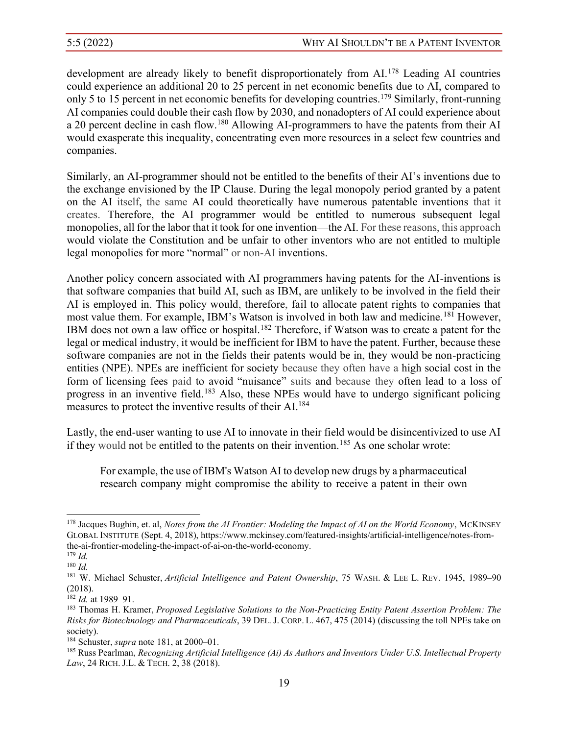development are already likely to benefit disproportionately from AI.[178] Leading AI countries could experience an additional 20 to 25 percent in net economic benefits due to AI, compared to only 5 to 15 percent in net economic benefits for developing countries.[179] Similarly, front-running AI companies could double their cash flow by 2030, and nonadopters of AI could experience about a 20 percent decline in cash flow.[180] Allowing AI-programmers to have the patents from their AI would exasperate this inequality, concentrating even more resources in a select few countries and companies.

Similarly, an AI-programmer should not be entitled to the benefits of their AI's inventions due to the exchange envisioned by the IP Clause. During the legal monopoly period granted by a patent on the AI itself, the same AI could theoretically have numerous patentable inventions that it creates. Therefore, the AI programmer would be entitled to numerous subsequent legal monopolies, all for the labor that it took for one invention—the AI. For these reasons, this approach would violate the Constitution and be unfair to other inventors who are not entitled to multiple legal monopolies for more "normal" or non-AI inventions.

Another policy concern associated with AI programmers having patents for the AI-inventions is that software companies that build AI, such as IBM, are unlikely to be involved in the field their AI is employed in. This policy would, therefore, fail to allocate patent rights to companies that most value them. For example, IBM's Watson is involved in both law and medicine.[181] However, IBM does not own a law office or hospital.[182] Therefore, if Watson was to create a patent for the legal or medical industry, it would be inefficient for IBM to have the patent. Further, because these software companies are not in the fields their patents would be in, they would be non-practicing entities (NPE). NPEs are inefficient for society because they often have a high social cost in the form of licensing fees paid to avoid "nuisance" suits and because they often lead to a loss of progress in an inventive field.[183] Also, these NPEs would have to undergo significant policing measures to protect the inventive results of their AI.[184]

Lastly, the end-user wanting to use AI to innovate in their field would be disincentivized to use AI if they would not be entitled to the patents on their invention.[185] As one scholar wrote:

> For example, the use of IBM's Watson AI to develop new drugs by a pharmaceutical research company might compromise the ability to receive a patent in their own

---

[178] Jacques Bughin, et. al, *Notes from the AI Frontier: Modeling the Impact of AI on the World Economy*, McKinsey Global Institute (Sept. 4, 2018), https://www.mckinsey.com/featured-insights/artificial-intelligence/notes-from-the-ai-frontier-modeling-the-impact-of-ai-on-the-world-economy.

[179] *Id.*

[180] *Id.*

[181] W. Michael Schuster, *Artificial Intelligence and Patent Ownership*, 75 Wash. & Lee L. Rev. 1945, 1989–90 (2018).

[182] *Id.* at 1989–91.

[183] Thomas H. Kramer, *Proposed Legislative Solutions to the Non-Practicing Entity Patent Assertion Problem: The Risks for Biotechnology and Pharmaceuticals*, 39 Del. J. Corp. L. 467, 475 (2014) (discussing the toll NPEs take on society).

[184] Schuster, *supra* note 181, at 2000–01.

[185] Russ Pearlman, *Recognizing Artificial Intelligence (Ai) As Authors and Inventors Under U.S. Intellectual Property Law*, 24 Rich. J.L. & Tech. 2, 38 (2018).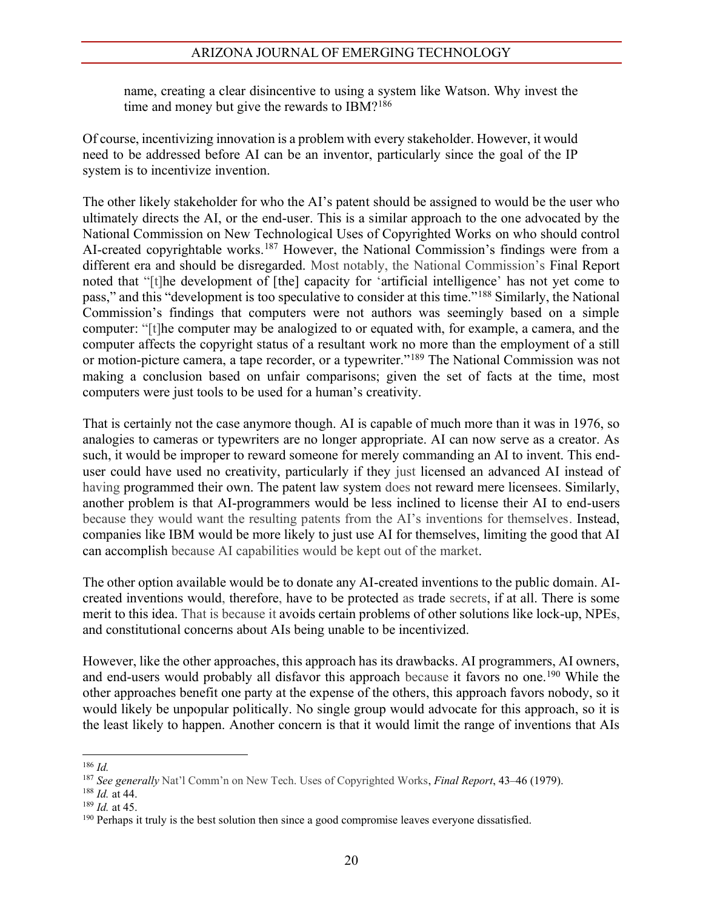> name, creating a clear disincentive to using a system like Watson. Why invest the time and money but give the rewards to IBM?[186]

Of course, incentivizing innovation is a problem with every stakeholder. However, it would need to be addressed before AI can be an inventor, particularly since the goal of the IP system is to incentivize invention.

The other likely stakeholder for who the AI's patent should be assigned to would be the user who ultimately directs the AI, or the end-user. This is a similar approach to the one advocated by the National Commission on New Technological Uses of Copyrighted Works on who should control AI-created copyrightable works.[187] However, the National Commission's findings were from a different era and should be disregarded. Most notably, the National Commission's Final Report noted that "[t]he development of [the] capacity for 'artificial intelligence' has not yet come to pass," and this "development is too speculative to consider at this time."[188] Similarly, the National Commission's findings that computers were not authors was seemingly based on a simple computer: "[t]he computer may be analogized to or equated with, for example, a camera, and the computer affects the copyright status of a resultant work no more than the employment of a still or motion-picture camera, a tape recorder, or a typewriter."[189] The National Commission was not making a conclusion based on unfair comparisons; given the set of facts at the time, most computers were just tools to be used for a human's creativity.

That is certainly not the case anymore though. AI is capable of much more than it was in 1976, so analogies to cameras or typewriters are no longer appropriate. AI can now serve as a creator. As such, it would be improper to reward someone for merely commanding an AI to invent. This end-user could have used no creativity, particularly if they just licensed an advanced AI instead of having programmed their own. The patent law system does not reward mere licensees. Similarly, another problem is that AI-programmers would be less inclined to license their AI to end-users because they would want the resulting patents from the AI's inventions for themselves. Instead, companies like IBM would be more likely to just use AI for themselves, limiting the good that AI can accomplish because AI capabilities would be kept out of the market.

The other option available would be to donate any AI-created inventions to the public domain. AI-created inventions would, therefore, have to be protected as trade secrets, if at all. There is some merit to this idea. That is because it avoids certain problems of other solutions like lock-up, NPEs, and constitutional concerns about AIs being unable to be incentivized.

However, like the other approaches, this approach has its drawbacks. AI programmers, AI owners, and end-users would probably all disfavor this approach because it favors no one.[190] While the other approaches benefit one party at the expense of the others, this approach favors nobody, so it would likely be unpopular politically. No single group would advocate for this approach, so it is the least likely to happen. Another concern is that it would limit the range of inventions that AIs

---

[186] *Id.*

[187] *See generally* Nat'l Comm'n on New Tech. Uses of Copyrighted Works, *Final Report*, 43–46 (1979).

[188] *Id.* at 44.

[189] *Id.* at 45.

[190] Perhaps it truly is the best solution then since a good compromise leaves everyone dissatisfied.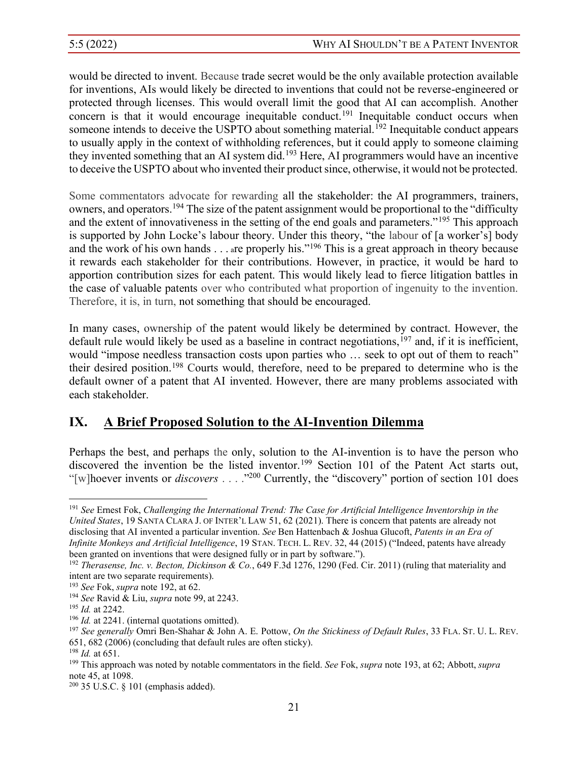would be directed to invent. Because trade secret would be the only available protection available for inventions, AIs would likely be directed to inventions that could not be reverse-engineered or protected through licenses. This would overall limit the good that AI can accomplish. Another concern is that it would encourage inequitable conduct.[191] Inequitable conduct occurs when someone intends to deceive the USPTO about something material.[192] Inequitable conduct appears to usually apply in the context of withholding references, but it could apply to someone claiming they invented something that an AI system did.[193] Here, AI programmers would have an incentive to deceive the USPTO about who invented their product since, otherwise, it would not be protected.

Some commentators advocate for rewarding all the stakeholder: the AI programmers, trainers, owners, and operators.[194] The size of the patent assignment would be proportional to the "difficulty and the extent of innovativeness in the setting of the end goals and parameters."[195] This approach is supported by John Locke's labour theory. Under this theory, "the labour of [a worker's] body and the work of his own hands . . . are properly his."[196] This is a great approach in theory because it rewards each stakeholder for their contributions. However, in practice, it would be hard to apportion contribution sizes for each patent. This would likely lead to fierce litigation battles in the case of valuable patents over who contributed what proportion of ingenuity to the invention. Therefore, it is, in turn, not something that should be encouraged.

In many cases, ownership of the patent would likely be determined by contract. However, the default rule would likely be used as a baseline in contract negotiations,[197] and, if it is inefficient, would "impose needless transaction costs upon parties who … seek to opt out of them to reach" their desired position.[198] Courts would, therefore, need to be prepared to determine who is the default owner of a patent that AI invented. However, there are many problems associated with each stakeholder.

## IX. <u>A Brief Proposed Solution to the AI-Invention Dilemma</u>

Perhaps the best, and perhaps the only, solution to the AI-invention is to have the person who discovered the invention be the listed inventor.[199] Section 101 of the Patent Act starts out, "[w]hoever invents or *discovers* . . . ."[200] Currently, the "discovery" portion of section 101 does

---

[191] *See* Ernest Fok, *Challenging the International Trend: The Case for Artificial Intelligence Inventorship in the United States*, 19 SANTA CLARA J. OF INTER'L LAW 51, 62 (2021). There is concern that patents are already not disclosing that AI invented a particular invention. *See* Ben Hattenbach & Joshua Glucoft, *Patents in an Era of Infinite Monkeys and Artificial Intelligence*, 19 STAN. TECH. L. REV. 32, 44 (2015) ("Indeed, patents have already been granted on inventions that were designed fully or in part by software.").

[192] *Therasense, Inc. v. Becton, Dickinson & Co.*, 649 F.3d 1276, 1290 (Fed. Cir. 2011) (ruling that materiality and intent are two separate requirements).

[193] *See* Fok, *supra* note 192, at 62.

[194] *See* Ravid & Liu, *supra* note 99, at 2243.

[195] *Id.* at 2242.

[196] *Id.* at 2241. (internal quotations omitted).

[197] *See generally* Omri Ben-Shahar & John A. E. Pottow, *On the Stickiness of Default Rules*, 33 FLA. ST. U. L. REV. 651, 682 (2006) (concluding that default rules are often sticky).

[198] *Id.* at 651.

[199] This approach was noted by notable commentators in the field. *See* Fok, *supra* note 193, at 62; Abbott, *supra* note 45, at 1098.

[200] 35 U.S.C. § 101 (emphasis added).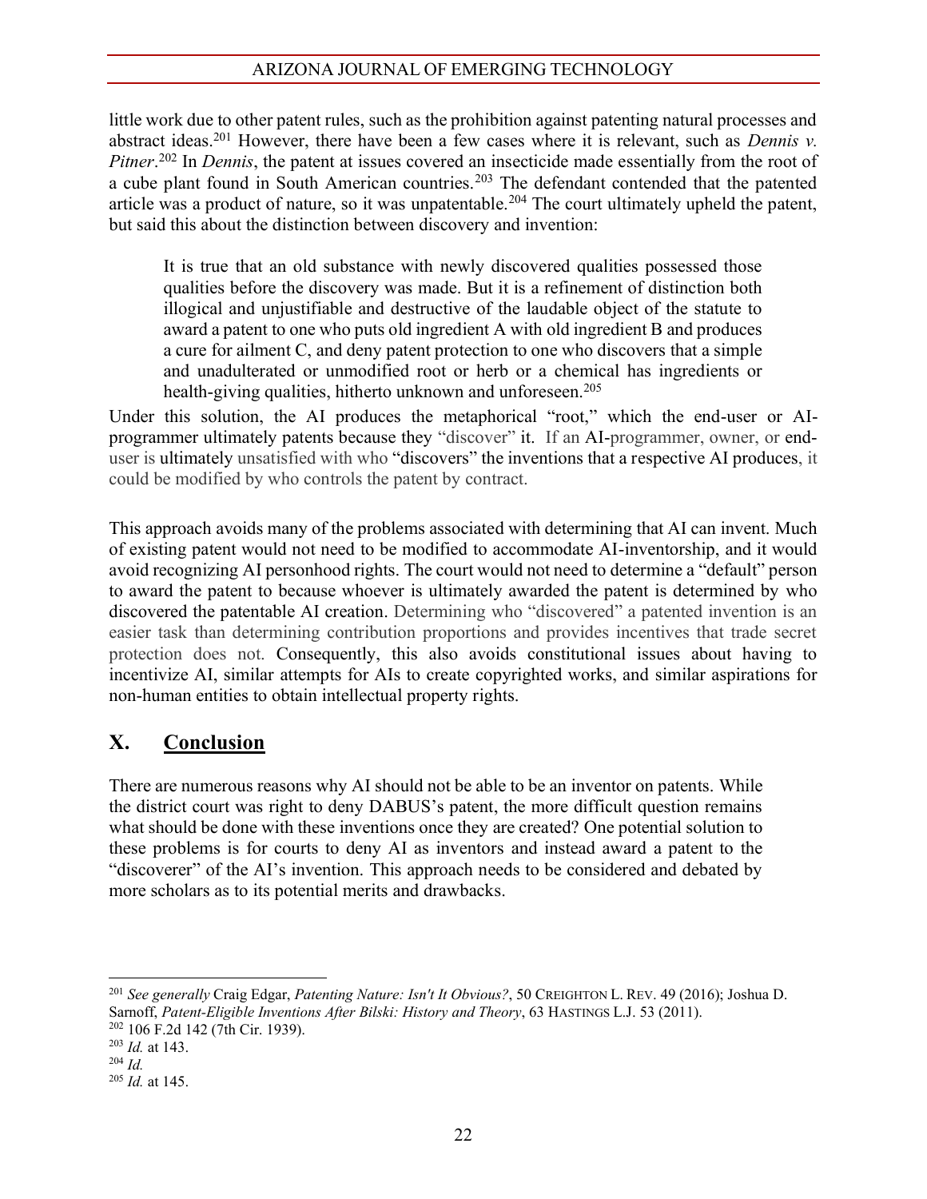little work due to other patent rules, such as the prohibition against patenting natural processes and abstract ideas.[201] However, there have been a few cases where it is relevant, such as *Dennis v. Pitner*.[202] In *Dennis*, the patent at issues covered an insecticide made essentially from the root of a cube plant found in South American countries.[203] The defendant contended that the patented article was a product of nature, so it was unpatentable.[204] The court ultimately upheld the patent, but said this about the distinction between discovery and invention:

> It is true that an old substance with newly discovered qualities possessed those qualities before the discovery was made. But it is a refinement of distinction both illogical and unjustifiable and destructive of the laudable object of the statute to award a patent to one who puts old ingredient A with old ingredient B and produces a cure for ailment C, and deny patent protection to one who discovers that a simple and unadulterated or unmodified root or herb or a chemical has ingredients or health-giving qualities, hitherto unknown and unforeseen.[205]

Under this solution, the AI produces the metaphorical "root," which the end-user or AI-programmer ultimately patents because they "discover" it. If an AI-programmer, owner, or end-user is ultimately unsatisfied with who "discovers" the inventions that a respective AI produces, it could be modified by who controls the patent by contract.

This approach avoids many of the problems associated with determining that AI can invent. Much of existing patent would not need to be modified to accommodate AI-inventorship, and it would avoid recognizing AI personhood rights. The court would not need to determine a "default" person to award the patent to because whoever is ultimately awarded the patent is determined by who discovered the patentable AI creation. Determining who "discovered" a patented invention is an easier task than determining contribution proportions and provides incentives that trade secret protection does not. Consequently, this also avoids constitutional issues about having to incentivize AI, similar attempts for AIs to create copyrighted works, and similar aspirations for non-human entities to obtain intellectual property rights.

## X. Conclusion

There are numerous reasons why AI should not be able to be an inventor on patents. While the district court was right to deny DABUS's patent, the more difficult question remains what should be done with these inventions once they are created? One potential solution to these problems is for courts to deny AI as inventors and instead award a patent to the "discoverer" of the AI's invention. This approach needs to be considered and debated by more scholars as to its potential merits and drawbacks.

---

[201] *See generally* Craig Edgar, *Patenting Nature: Isn't It Obvious?*, 50 CREIGHTON L. REV. 49 (2016); Joshua D. Sarnoff, *Patent-Eligible Inventions After Bilski: History and Theory*, 63 HASTINGS L.J. 53 (2011).

[202] 106 F.2d 142 (7th Cir. 1939).

[203] *Id.* at 143.

[204] *Id.*

[205] *Id.* at 145.